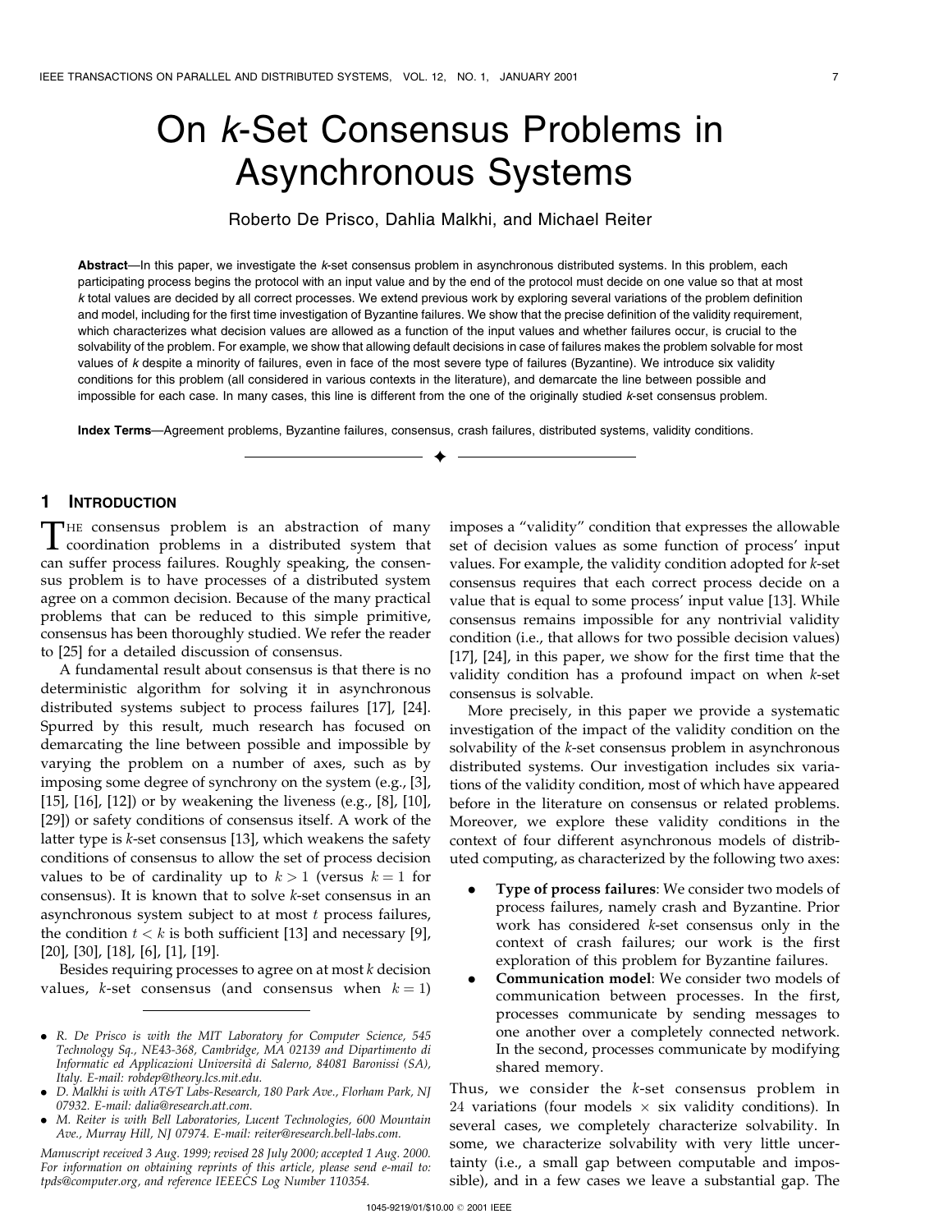# On *k*-Set Consensus Problems in Asynchronous Systems

Roberto De Prisco, Dahlia Malkhi, and Michael Reiter

**Abstract**—In this paper, we investigate the *k*-set consensus problem in asynchronous distributed systems. In this problem, each participating process begins the protocol with an input value and by the end of the protocol must decide on one value so that at most *k* total values are decided by all correct processes. We extend previous work by exploring several variations of the problem definition and model, including for the first time investigation of Byzantine failures. We show that the precise definition of the validity requirement, which characterizes what decision values are allowed as a function of the input values and whether failures occur, is crucial to the solvability of the problem. For example, we show that allowing default decisions in case of failures makes the problem solvable for most values of *k* despite a minority of failures, even in face of the most severe type of failures (Byzantine). We introduce six validity conditions for this problem (all considered in various contexts in the literature), and demarcate the line between possible and impossible for each case. In many cases, this line is different from the one of the originally studied *k*-set consensus problem.

**Index Terms**—Agreement problems, Byzantine failures, consensus, crash failures, distributed systems, validity conditions.

## 1 Introduction

The consensus problem is an abstraction of many coordination problems in a distributed system that can suffer process failures. Roughly speaking, the consensus problem is to have processes of a distributed system agree on a common decision. Because of the many practical problems that can be reduced to this simple primitive, consensus has been thoroughly studied. We refer the reader to [25] for a detailed discussion of consensus.

A fundamental result about consensus is that there is no deterministic algorithm for solving it in asynchronous distributed systems subject to process failures [17], [24]. Spurred by this result, much research has focused on demarcating the line between possible and impossible by varying the problem on a number of axes, such as by imposing some degree of synchrony on the system (e.g., [3], [15], [16], [12]) or by weakening the liveness (e.g., [8], [10], [29]) or safety conditions of consensus itself. A work of the latter type is *k*-set consensus [13], which weakens the safety conditions of consensus to allow the set of process decision values to be of cardinality up to $k > 1$ (versus $k = 1$ for consensus). It is known that to solve *k*-set consensus in an asynchronous system subject to at most $t$ process failures, the condition $t < k$ is both sufficient [13] and necessary [9], [20], [30], [18], [6], [1], [19].

Besides requiring processes to agree on at most *k* decision values, *k*-set consensus (and consensus when $k = 1$) imposes a "validity" condition that expresses the allowable set of decision values as some function of process' input values. For example, the validity condition adopted for *k*-set consensus requires that each correct process decide on a value that is equal to some process' input value [13]. While consensus remains impossible for any nontrivial validity condition (i.e., that allows for two possible decision values) [17], [24], in this paper, we show for the first time that the validity condition has a profound impact on when *k*-set consensus is solvable.

More precisely, in this paper we provide a systematic investigation of the impact of the validity condition on the solvability of the *k*-set consensus problem in asynchronous distributed systems. Our investigation includes six variations of the validity condition, most of which have appeared before in the literature on consensus or related problems. Moreover, we explore these validity conditions in the context of four different asynchronous models of distributed computing, as characterized by the following two axes:

- **Type of process failures**: We consider two models of process failures, namely crash and Byzantine. Prior work has considered *k*-set consensus only in the context of crash failures; our work is the first exploration of this problem for Byzantine failures.
- **Communication model**: We consider two models of communication between processes. In the first, processes communicate by sending messages to one another over a completely connected network. In the second, processes communicate by modifying shared memory.

Thus, we consider the *k*-set consensus problem in 24 variations (four models × six validity conditions). In several cases, we completely characterize solvability. In some, we characterize solvability with very little uncertainty (i.e., a small gap between computable and impossible), and in a few cases we leave a substantial gap. The

- *R. De Prisco is with the MIT Laboratory for Computer Science, 545 Technology Sq., NE43-368, Cambridge, MA 02139 and Dipartimento di Informatic ed Applicazioni Università di Salerno, 84081 Baronissi (SA), Italy. E-mail: robdep@theory.lcs.mit.edu.*
- *D. Malkhi is with AT&T Labs-Research, 180 Park Ave., Florham Park, NJ 07932. E-mail: dalia@research.att.com.*
- *M. Reiter is with Bell Laboratories, Lucent Technologies, 600 Mountain Ave., Murray Hill, NJ 07974. E-mail: reiter@research.bell-labs.com.*

*Manuscript received 3 Aug. 1999; revised 28 July 2000; accepted 1 Aug. 2000. For information on obtaining reprints of this article, please send e-mail to: tpds@computer.org, and reference IEEECS Log Number 110354.*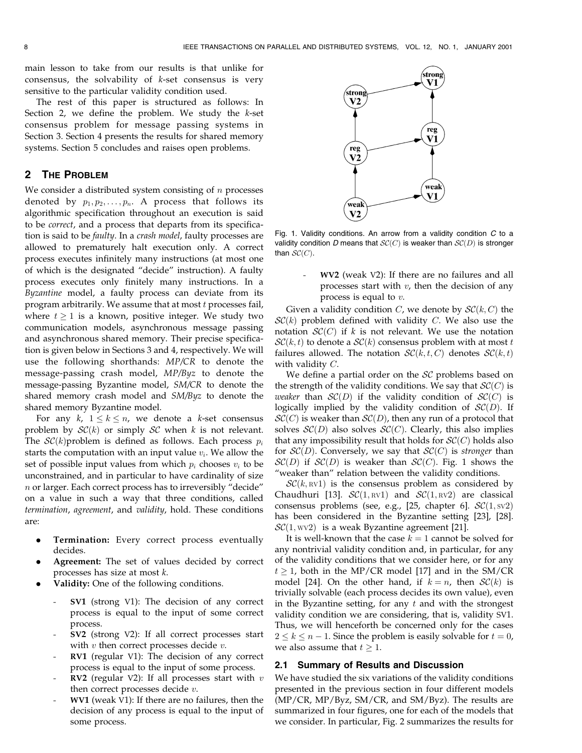main lesson to take from our results is that unlike for consensus, the solvability of $k$-set consensus is very sensitive to the particular validity condition used.

The rest of this paper is structured as follows: In Section 2, we define the problem. We study the $k$-set consensus problem for message passing systems in Section 3. Section 4 presents the results for shared memory systems. Section 5 concludes and raises open problems.

## 2 The Problem

We consider a distributed system consisting of $n$ processes denoted by $p_1, p_2, \ldots, p_n$. A process that follows its algorithmic specification throughout an execution is said to be *correct*, and a process that departs from its specification is said to be *faulty*. In a *crash model*, faulty processes are allowed to prematurely halt execution only. A correct process executes infinitely many instructions (at most one of which is the designated "decide" instruction). A faulty process executes only finitely many instructions. In a *Byzantine* model, a faulty process can deviate from its program arbitrarily. We assume that at most $t$ processes fail, where $t \geq 1$ is a known, positive integer. We study two communication models, asynchronous message passing and asynchronous shared memory. Their precise specification is given below in Sections 3 and 4, respectively. We will use the following shorthands: *MP/CR* to denote the message-passing crash model, *MP/Byz* to denote the message-passing Byzantine model, *SM/CR* to denote the shared memory crash model and *SM/Byz* to denote the shared memory Byzantine model.

For any $k$, $1 \leq k \leq n$, we denote a $k$-set consensus problem by $\mathcal{SC}(k)$ or simply $\mathcal{SC}$ when $k$ is not relevant. The $\mathcal{SC}(k)$problem is defined as follows. Each process $p_i$ starts the computation with an input value $v_i$. We allow the set of possible input values from which $p_i$ chooses $v_i$ to be unconstrained, and in particular to have cardinality of size $n$ or larger. Each correct process has to irreversibly "decide" on a value in such a way that three conditions, called *termination*, *agreement*, and *validity*, hold. These conditions are:

- **Termination:** Every correct process eventually decides.
- **Agreement:** The set of values decided by correct processes has size at most $k$.
- **Validity:** One of the following conditions.
  - **SV1** (strong V1): The decision of any correct process is equal to the input of some correct process.
  - **SV2** (strong V2): If all correct processes start with $v$ then correct processes decide $v$.
  - **RV1** (regular V1): The decision of any correct process is equal to the input of some process.
  - **RV2** (regular V2): If all processes start with $v$ then correct processes decide $v$.
  - **WV1** (weak V1): If there are no failures, then the decision of any process is equal to the input of some process.
  - **WV2** (weak V2): If there are no failures and all processes start with $v$, then the decision of any process is equal to $v$.

Fig. 1. Validity conditions. An arrow from a validity condition $C$ to a validity condition $D$ means that $\mathcal{SC}(C)$ is weaker than $\mathcal{SC}(D)$ is stronger than $\mathcal{SC}(C)$.

Given a validity condition $C$, we denote by $\mathcal{SC}(k, C)$ the $\mathcal{SC}(k)$ problem defined with validity $C$. We also use the notation $\mathcal{SC}(C)$ if $k$ is not relevant. We use the notation $\mathcal{SC}(k, t)$ to denote a $\mathcal{SC}(k)$ consensus problem with at most $t$ failures allowed. The notation $\mathcal{SC}(k, t, C)$ denotes $\mathcal{SC}(k, t)$ with validity $C$.

We define a partial order on the $\mathcal{SC}$ problems based on the strength of the validity conditions. We say that $\mathcal{SC}(C)$ is *weaker* than $\mathcal{SC}(D)$ if the validity condition of $\mathcal{SC}(C)$ is logically implied by the validity condition of $\mathcal{SC}(D)$. If $\mathcal{SC}(C)$ is weaker than $\mathcal{SC}(D)$, then any run of a protocol that solves $\mathcal{SC}(D)$ also solves $\mathcal{SC}(C)$. Clearly, this also implies that any impossibility result that holds for $\mathcal{SC}(C)$ holds also for $\mathcal{SC}(D)$. Conversely, we say that $\mathcal{SC}(C)$ is *stronger* than $\mathcal{SC}(D)$ if $\mathcal{SC}(D)$ is weaker than $\mathcal{SC}(C)$. Fig. 1 shows the "weaker than" relation between the validity conditions.

$\mathcal{SC}(k, \text{RV}1)$ is the consensus problem as considered by Chaudhuri [13]. $\mathcal{SC}(1, \text{RV}1)$ and $\mathcal{SC}(1, \text{RV}2)$ are classical consensus problems (see, e.g., [25, chapter 6]. $\mathcal{SC}(1, \text{SV}2)$ has been considered in the Byzantine setting [23], [28]. $\mathcal{SC}(1, \text{WV}2)$ is a weak Byzantine agreement [21].

It is well-known that the case $k = 1$ cannot be solved for any nontrivial validity condition and, in particular, for any of the validity conditions that we consider here, or for any $t \geq 1$, both in the MP/CR model [17] and in the SM/CR model [24]. On the other hand, if $k = n$, then $\mathcal{SC}(k)$ is trivially solvable (each process decides its own value), even in the Byzantine setting, for any $t$ and with the strongest validity condition we are considering, that is, validity SV1. Thus, we will henceforth be concerned only for the cases $2 \leq k \leq n - 1$. Since the problem is easily solvable for $t = 0$, we also assume that $t \geq 1$.

### 2.1 Summary of Results and Discussion

We have studied the six variations of the validity conditions presented in the previous section in four different models (MP/CR, MP/Byz, SM/CR, and SM/Byz). The results are summarized in four figures, one for each of the models that we consider. In particular, Fig. 2 summarizes the results for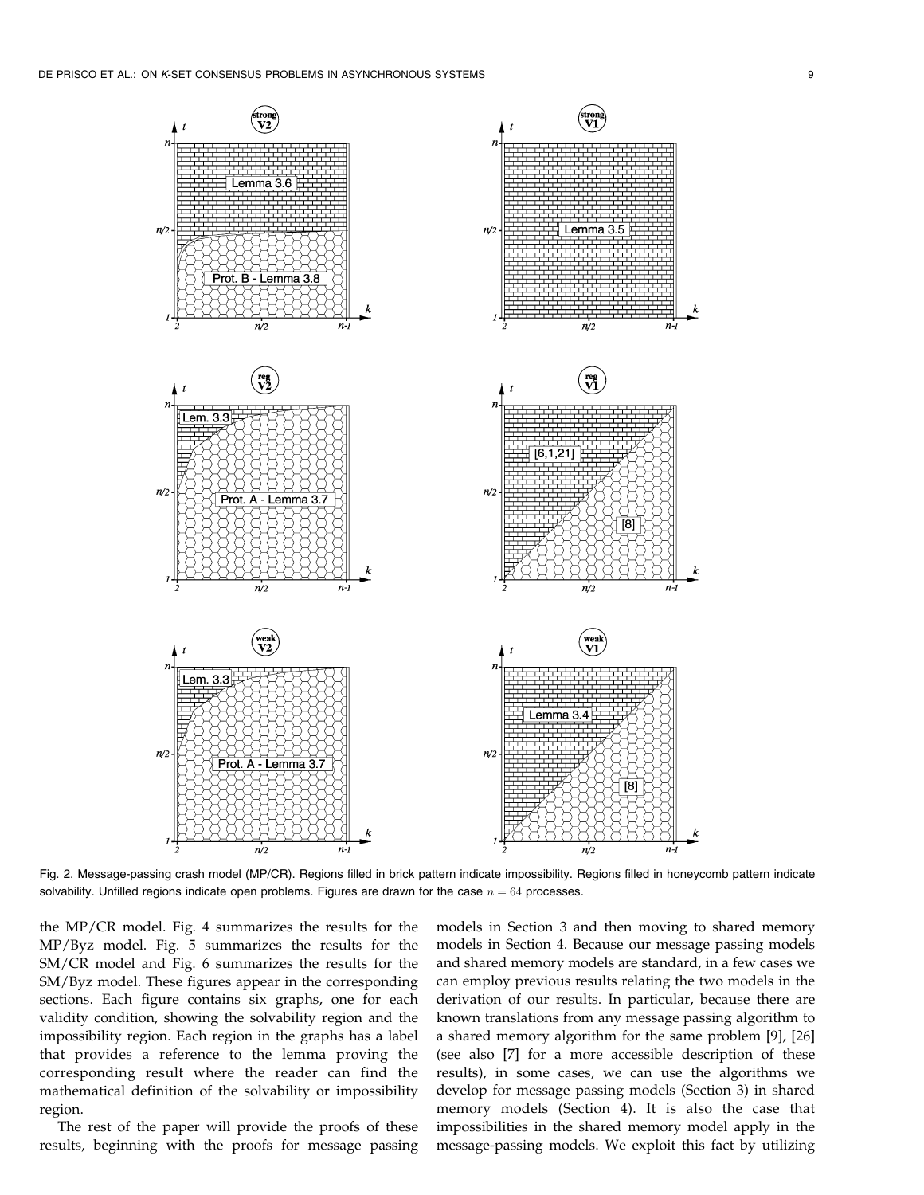Fig. 2. Message-passing crash model (MP/CR). Regions filled in brick pattern indicate impossibility. Regions filled in honeycomb pattern indicate solvability. Unfilled regions indicate open problems. Figures are drawn for the case $n = 64$ processes.

the MP/CR model. Fig. 4 summarizes the results for the MP/Byz model. Fig. 5 summarizes the results for the SM/CR model and Fig. 6 summarizes the results for the SM/Byz model. These figures appear in the corresponding sections. Each figure contains six graphs, one for each validity condition, showing the solvability region and the impossibility region. Each region in the graphs has a label that provides a reference to the lemma proving the corresponding result where the reader can find the mathematical definition of the solvability or impossibility region.

The rest of the paper will provide the proofs of these results, beginning with the proofs for message passing models in Section 3 and then moving to shared memory models in Section 4. Because our message passing models and shared memory models are standard, in a few cases we can employ previous results relating the two models in the derivation of our results. In particular, because there are known translations from any message passing algorithm to a shared memory algorithm for the same problem [9], [26] (see also [7] for a more accessible description of these results), in some cases, we can use the algorithms we develop for message passing models (Section 3) in shared memory models (Section 4). It is also the case that impossibilities in the shared memory model apply in the message-passing models. We exploit this fact by utilizing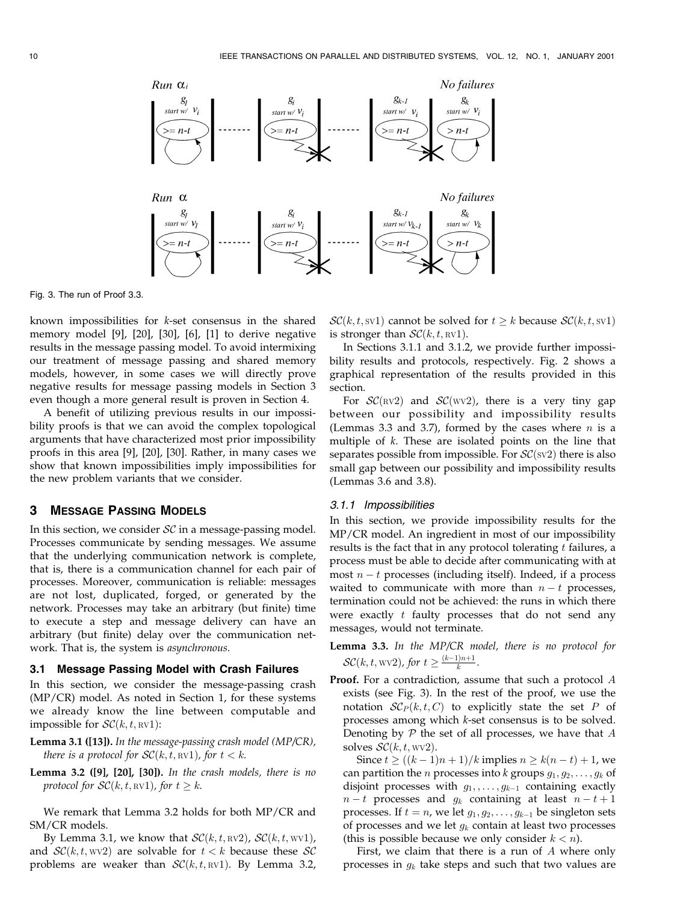Fig. 3. The run of Proof 3.3.

known impossibilities for $k$-set consensus in the shared memory model [9], [20], [30], [6], [1] to derive negative results in the message passing model. To avoid intermixing our treatment of message passing and shared memory models, however, in some cases we will directly prove negative results for message passing models in Section 3 even though a more general result is proven in Section 4.

A benefit of utilizing previous results in our impossibility proofs is that we can avoid the complex topological arguments that have characterized most prior impossibility proofs in this area [9], [20], [30]. Rather, in many cases we show that known impossibilities imply impossibilities for the new problem variants that we consider.

## 3 Message Passing Models

In this section, we consider $\mathcal{SC}$ in a message-passing model. Processes communicate by sending messages. We assume that the underlying communication network is complete, that is, there is a communication channel for each pair of processes. Moreover, communication is reliable: messages are not lost, duplicated, forged, or generated by the network. Processes may take an arbitrary (but finite) time to execute a step and message delivery can have an arbitrary (but finite) delay over the communication network. That is, the system is *asynchronous*.

### 3.1 Message Passing Model with Crash Failures

In this section, we consider the message-passing crash (MP/CR) model. As noted in Section 1, for these systems we already know the line between computable and impossible for $\mathcal{SC}(k, t, \text{RV}1)$:

**Lemma 3.1 ([13]).** *In the message-passing crash model (MP/CR), there is a protocol for* $\mathcal{SC}(k, t, \text{RV}1)$*, for* $t < k$.

**Lemma 3.2 ([9], [20], [30]).** *In the crash models, there is no protocol for* $\mathcal{SC}(k, t, \text{RV}1)$*, for* $t \geq k$.

We remark that Lemma 3.2 holds for both MP/CR and SM/CR models.

By Lemma 3.1, we know that $\mathcal{SC}(k, t, \text{RV}2)$, $\mathcal{SC}(k, t, \text{WV}1)$, and $\mathcal{SC}(k, t, \text{WV}2)$ are solvable for $t < k$ because these $\mathcal{SC}$ problems are weaker than $\mathcal{SC}(k, t, \text{RV}1)$. By Lemma 3.2, $\mathcal{SC}(k, t, \text{SV}1)$ cannot be solved for $t \geq k$ because $\mathcal{SC}(k, t, \text{SV}1)$ is stronger than $\mathcal{SC}(k, t, \text{RV}1)$.

In Sections 3.1.1 and 3.1.2, we provide further impossibility results and protocols, respectively. Fig. 2 shows a graphical representation of the results provided in this section.

For $\mathcal{SC}(\text{RV}2)$ and $\mathcal{SC}(\text{WV}2)$, there is a very tiny gap between our possibility and impossibility results (Lemmas 3.3 and 3.7), formed by the cases where $n$ is a multiple of $k$. These are isolated points on the line that separates possible from impossible. For $\mathcal{SC}(\text{SV}2)$ there is also small gap between our possibility and impossibility results (Lemmas 3.6 and 3.8).

#### 3.1.1 Impossibilities

In this section, we provide impossibility results for the MP/CR model. An ingredient in most of our impossibility results is the fact that in any protocol tolerating $t$ failures, a process must be able to decide after communicating with at most $n - t$ processes (including itself). Indeed, if a process waited to communicate with more than $n - t$ processes, termination could not be achieved: the runs in which there were exactly $t$ faulty processes that do not send any messages, would not terminate.

**Lemma 3.3.** *In the MP/CR model, there is no protocol for* $\mathcal{SC}(k, t, \text{WV}2)$*, for* $t \geq \frac{(k-1)n+1}{k}$.

**Proof.** For a contradiction, assume that such a protocol $A$ exists (see Fig. 3). In the rest of the proof, we use the notation $\mathcal{SC}_P(k, t, C)$ to explicitly state the set $P$ of processes among which $k$-set consensus is to be solved. Denoting by $\mathcal{P}$ the set of all processes, we have that $A$ solves $\mathcal{SC}(k, t, \text{WV}2)$.

Since $t \geq ((k-1)n + 1)/k$ implies $n \geq k(n-t) + 1$, we can partition the $n$ processes into $k$ groups $g_1, g_2, \ldots, g_k$ of disjoint processes with $g_1, \ldots, g_{k-1}$ containing exactly $n - t$ processes and $g_k$ containing at least $n - t + 1$ processes. If $t = n$, we let $g_1, g_2, \ldots, g_{k-1}$ be singleton sets of processes and we let $g_k$ contain at least two processes (this is possible because we only consider $k < n$).

First, we claim that there is a run of $A$ where only processes in $g_k$ take steps and such that two values are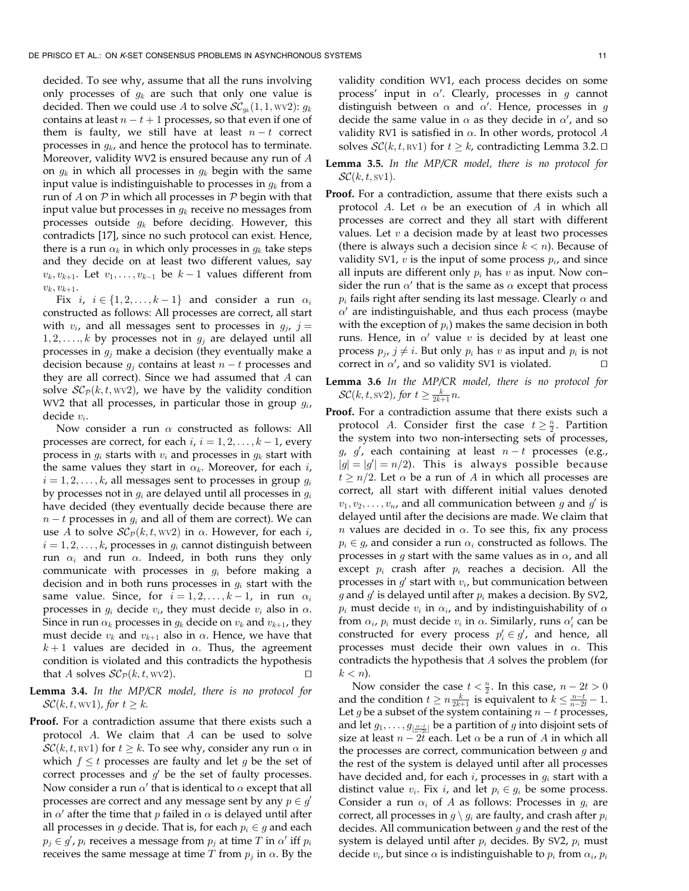decided. To see why, assume that all the runs involving only processes of $g_k$ are such that only one value is decided. Then we could use $A$ to solve $\mathcal{SC}_{g_k}(1, 1, \text{WV2})$: $g_k$ contains at least $n - t + 1$ processes, so that even if one of them is faulty, we still have at least $n - t$ correct processes in $g_k$, and hence the protocol has to terminate. Moreover, validity WV2 is ensured because any run of $A$ on $g_k$ in which all processes in $g_k$ begin with the same input value is indistinguishable to processes in $g_k$ from a run of $A$ on $\mathcal{P}$ in which all processes in $\mathcal{P}$ begin with that input value but processes in $g_k$ receive no messages from processes outside $g_k$ before deciding. However, this contradicts [17], since no such protocol can exist. Hence, there is a run $\alpha_k$ in which only processes in $g_k$ take steps and they decide on at least two different values, say $v_k, v_{k+1}$. Let $v_1, \ldots, v_{k-1}$ be $k-1$ values different from $v_k, v_{k+1}$.

Fix $i$, $i \in \{1, 2, \ldots, k-1\}$ and consider a run $\alpha_i$ constructed as follows: All processes are correct, all start with $v_i$, and all messages sent to processes in $g_j$, $j = 1, 2, \ldots, k$ by processes not in $g_j$ are delayed until all processes in $g_j$ make a decision (they eventually make a decision because $g_j$ contains at least $n - t$ processes and they are all correct). Since we had assumed that $A$ can solve $\mathcal{SC}_{\mathcal{P}}(k, t, \text{WV2})$, we have by the validity condition WV2 that all processes, in particular those in group $g_i$, decide $v_i$.

Now consider a run $\alpha$ constructed as follows: All processes are correct, for each $i$, $i = 1, 2, \ldots, k-1$, every process in $g_i$ starts with $v_i$ and processes in $g_k$ start with the same values they start in $\alpha_k$. Moreover, for each $i$, $i = 1, 2, \ldots, k$, all messages sent to processes in group $g_i$ by processes not in $g_i$ are delayed until all processes in $g_i$ have decided (they eventually decide because there are $n - t$ processes in $g_i$ and all of them are correct). We can use $A$ to solve $\mathcal{SC}_{\mathcal{P}}(k, t, \text{WV2})$ in $\alpha$. However, for each $i$, $i = 1, 2, \ldots, k$, processes in $g_i$ cannot distinguish between run $\alpha_i$ and run $\alpha$. Indeed, in both runs they only communicate with processes in $g_i$ before making a decision and in both runs processes in $g_i$ start with the same value. Since, for $i = 1, 2, \ldots, k-1$, in run $\alpha_i$ processes in $g_i$ decide $v_i$, they must decide $v_i$ also in $\alpha$. Since in run $\alpha_k$ processes in $g_k$ decide on $v_k$ and $v_{k+1}$, they must decide $v_k$ and $v_{k+1}$ also in $\alpha$. Hence, we have that $k+1$ values are decided in $\alpha$. Thus, the agreement condition is violated and this contradicts the hypothesis that $A$ solves $\mathcal{SC}_{\mathcal{P}}(k, t, \text{WV2})$. □

**Lemma 3.4.** *In the MP/CR model, there is no protocol for* $\mathcal{SC}(k, t, \text{WV1})$, *for* $t \geq k$.

**Proof.** For a contradiction assume that there exists such a protocol $A$. We claim that $A$ can be used to solve $\mathcal{SC}(k, t, \text{RV1})$ for $t \geq k$. To see why, consider any run $\alpha$ in which $f \leq t$ processes are faulty and let $g$ be the set of correct processes and $g'$ be the set of faulty processes. Now consider a run $\alpha'$ that is identical to $\alpha$ except that all processes are correct and any message sent by any $p \in g'$ in $\alpha'$ after the time that $p$ failed in $\alpha$ is delayed until after all processes in $g$ decide. That is, for each $p_i \in g$ and each $p_j \in g'$, $p_i$ receives a message from $p_j$ at time $T$ in $\alpha'$ iff $p_i$ receives the same message at time $T$ from $p_j$ in $\alpha$. By the validity condition WV1, each process decides on some process' input in $\alpha'$. Clearly, processes in $g$ cannot distinguish between $\alpha$ and $\alpha'$. Hence, processes in $g$ decide the same value in $\alpha$ as they decide in $\alpha'$, and so validity RV1 is satisfied in $\alpha$. In other words, protocol $A$ solves $\mathcal{SC}(k, t, \text{RV1})$ for $t \geq k$, contradicting Lemma 3.2. □

**Lemma 3.5.** *In the MP/CR model, there is no protocol for* $\mathcal{SC}(k, t, \text{SV1})$.

**Proof.** For a contradiction, assume that there exists such a protocol $A$. Let $\alpha$ be an execution of $A$ in which all processes are correct and they all start with different values. Let $v$ a decision made by at least two processes (there is always such a decision since $k < n$). Because of validity SV1, $v$ is the input of some process $p_i$, and since all inputs are different only $p_i$ has $v$ as input. Now consider the run $\alpha'$ that is the same as $\alpha$ except that process $p_i$ fails right after sending its last message. Clearly $\alpha$ and $\alpha'$ are indistinguishable, and thus each process (maybe with the exception of $p_i$) makes the same decision in both runs. Hence, in $\alpha'$ value $v$ is decided by at least one process $p_j$, $j \neq i$. But only $p_i$ has $v$ as input and $p_i$ is not correct in $\alpha'$, and so validity SV1 is violated. □

**Lemma 3.6** *In the MP/CR model, there is no protocol for* $\mathcal{SC}(k, t, \text{SV2})$, *for* $t \geq \frac{k}{2k+1} n$.

**Proof.** For a contradiction assume that there exists such a protocol $A$. Consider first the case $t \geq \frac{n}{2}$. Partition the system into two non-intersecting sets of processes, $g$, $g'$, each containing at least $n - t$ processes (e.g., $|g| = |g'| = n/2$). This is always possible because $t \geq n/2$. Let $\alpha$ be a run of $A$ in which all processes are correct, all start with different initial values denoted $v_1, v_2, \ldots, v_n$, and all communication between $g$ and $g'$ is delayed until after the decisions are made. We claim that $n$ values are decided in $\alpha$. To see this, fix any process $p_i \in g$, and consider a run $\alpha_i$ constructed as follows. The processes in $g$ start with the same values as in $\alpha$, and all except $p_i$ crash after $p_i$ reaches a decision. All the processes in $g'$ start with $v_i$, but communication between $g$ and $g'$ is delayed until after $p_i$ makes a decision. By SV2, $p_i$ must decide $v_i$ in $\alpha_i$, and by indistinguishability of $\alpha$ from $\alpha_i$, $p_i$ must decide $v_i$ in $\alpha$. Similarly, runs $\alpha'_i$ can be constructed for every process $p'_i \in g'$, and hence, all processes must decide their own values in $\alpha$. This contradicts the hypothesis that $A$ solves the problem (for $k < n$).

Now consider the case $t < \frac{n}{2}$. In this case, $n - 2t > 0$ and the condition $t \geq n\frac{k}{2k+1}$ is equivalent to $k \leq \frac{n-t}{n-2t} - 1$. Let $g$ be a subset of the system containing $n - t$ processes, and let $g_1, \ldots, g_{\lfloor \frac{n-t}{n-2t} \rfloor}$ be a partition of $g$ into disjoint sets of size at least $n - 2t$ each. Let $\alpha$ be a run of $A$ in which all the processes are correct, communication between $g$ and the rest of the system is delayed until after all processes have decided and, for each $i$, processes in $g_i$ start with a distinct value $v_i$. Fix $i$, and let $p_i \in g_i$ be some process. Consider a run $\alpha_i$ of $A$ as follows: Processes in $g_i$ are correct, all processes in $g \setminus g_i$ are faulty, and crash after $p_i$ decides. All communication between $g$ and the rest of the system is delayed until after $p_i$ decides. By SV2, $p_i$ must decide $v_i$, but since $\alpha$ is indistinguishable to $p_i$ from $\alpha_i$, $p_i$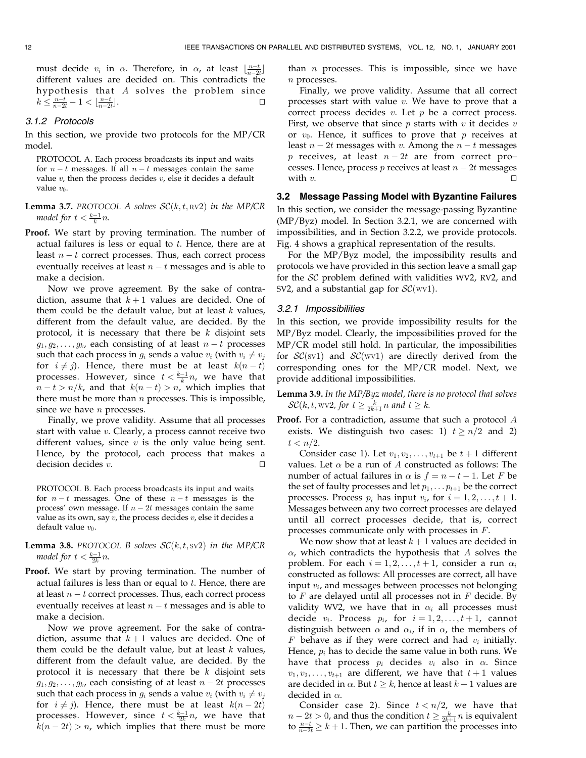must decide $v_i$ in $\alpha$. Therefore, in $\alpha$, at least $\lfloor\frac{n-t}{n-2t}\rfloor$ different values are decided on. This contradicts the hypothesis that $A$ solves the problem since $k \leq \frac{n-t}{n-2t} - 1 < \lfloor\frac{n-t}{n-2t}\rfloor$. □

### 3.1.2 Protocols

In this section, we provide two protocols for the MP/CR model.

PROTOCOL A. Each process broadcasts its input and waits for $n-t$ messages. If all $n-t$ messages contain the same value $v$, then the process decides $v$, else it decides a default value $v_0$.

**Lemma 3.7.** *PROTOCOL A solves $\mathcal{SC}(k, t, \text{RV2})$ in the MP/CR model for $t < \frac{k-1}{k}n$.*

**Proof.** We start by proving termination. The number of actual failures is less or equal to $t$. Hence, there are at least $n-t$ correct processes. Thus, each correct process eventually receives at least $n-t$ messages and is able to make a decision.

Now we prove agreement. By the sake of contradiction, assume that $k+1$ values are decided. One of them could be the default value, but at least $k$ values, different from the default value, are decided. By the protocol, it is necessary that there be $k$ disjoint sets $g_1, g_2, \ldots, g_k$, each consisting of at least $n-t$ processes such that each process in $g_i$ sends a value $v_i$ (with $v_i \neq v_j$ for $i \neq j$). Hence, there must be at least $k(n-t)$ processes. However, since $t < \frac{k-1}{k}n$, we have that $n-t > n/k$, and that $k(n-t) > n$, which implies that there must be more than $n$ processes. This is impossible, since we have $n$ processes.

Finally, we prove validity. Assume that all processes start with value $v$. Clearly, a process cannot receive two different values, since $v$ is the only value being sent. Hence, by the protocol, each process that makes a decision decides $v$. □

PROTOCOL B. Each process broadcasts its input and waits for $n-t$ messages. One of these $n-t$ messages is the process' own message. If $n-2t$ messages contain the same value as its own, say $v$, the process decides $v$, else it decides a default value $v_0$.

**Lemma 3.8.** *PROTOCOL B solves $\mathcal{SC}(k, t, \text{SV2})$ in the MP/CR model for $t < \frac{k-1}{2k}n$.*

**Proof.** We start by proving termination. The number of actual failures is less than or equal to $t$. Hence, there are at least $n-t$ correct processes. Thus, each correct process eventually receives at least $n-t$ messages and is able to make a decision.

Now we prove agreement. For the sake of contradiction, assume that $k+1$ values are decided. One of them could be the default value, but at least $k$ values, different from the default value, are decided. By the protocol it is necessary that there be $k$ disjoint sets $g_1, g_2, \ldots, g_k$, each consisting of at least $n-2t$ processes such that each process in $g_i$ sends a value $v_i$ (with $v_i \neq v_j$ for $i \neq j$). Hence, there must be at least $k(n-2t)$ processes. However, since $t < \frac{k-1}{2k}n$, we have that $k(n-2t) > n$, which implies that there must be more than $n$ processes. This is impossible, since we have $n$ processes.

Finally, we prove validity. Assume that all correct processes start with value $v$. We have to prove that a correct process decides $v$. Let $p$ be a correct process. First, we observe that since $p$ starts with $v$ it decides $v$ or $v_0$. Hence, it suffices to prove that $p$ receives at least $n-2t$ messages with $v$. Among the $n-t$ messages $p$ receives, at least $n-2t$ are from correct processes. Hence, process $p$ receives at least $n-2t$ messages with $v$. □

## 3.2 Message Passing Model with Byzantine Failures

In this section, we consider the message-passing Byzantine (MP/Byz) model. In Section 3.2.1, we are concerned with impossibilities, and in Section 3.2.2, we provide protocols. Fig. 4 shows a graphical representation of the results.

For the MP/Byz model, the impossibility results and protocols we have provided in this section leave a small gap for the $\mathcal{SC}$ problem defined with validities WV2, RV2, and SV2, and a substantial gap for $\mathcal{SC}(\text{WV1})$.

### 3.2.1 Impossibilities

In this section, we provide impossibility results for the MP/Byz model. Clearly, the impossibilities proved for the MP/CR model still hold. In particular, the impossibilities for $\mathcal{SC}(\text{SV1})$ and $\mathcal{SC}(\text{WV1})$ are directly derived from the corresponding ones for the MP/CR model. Next, we provide additional impossibilities.

**Lemma 3.9.** *In the MP/Byz model, there is no protocol that solves $\mathcal{SC}(k, t, \text{WV2}$, for $t \geq \frac{k}{2k+1}n$ and $t \geq k$.*

**Proof.** For a contradiction, assume that such a protocol $A$ exists. We distinguish two cases: 1) $t \geq n/2$ and 2) $t < n/2$.

Consider case 1). Let $v_1, v_2, \ldots, v_{t+1}$ be $t+1$ different values. Let $\alpha$ be a run of $A$ constructed as follows: The number of actual failures in $\alpha$ is $f = n-t-1$. Let $F$ be the set of faulty processes and let $p_1, \ldots p_{t+1}$ be the correct processes. Process $p_i$ has input $v_i$, for $i = 1, 2, \ldots, t+1$. Messages between any two correct processes are delayed until all correct processes decide, that is, correct processes communicate only with processes in $F$.

We now show that at least $k+1$ values are decided in $\alpha$, which contradicts the hypothesis that $A$ solves the problem. For each $i = 1, 2, \ldots, t+1$, consider a run $\alpha_i$ constructed as follows: All processes are correct, all have input $v_i$, and messages between processes not belonging to $F$ are delayed until all processes not in $F$ decide. By validity WV2, we have that in $\alpha_i$ all processes must decide $v_i$. Process $p_i$, for $i = 1, 2, \ldots, t+1$, cannot distinguish between $\alpha$ and $\alpha_i$, if in $\alpha$, the members of $F$ behave as if they were correct and had $v_i$ initially. Hence, $p_i$ has to decide the same value in both runs. We have that process $p_i$ decides $v_i$ also in $\alpha$. Since $v_1, v_2, \ldots, v_{t+1}$ are different, we have that $t+1$ values are decided in $\alpha$. But $t \geq k$, hence at least $k+1$ values are decided in $\alpha$.

Consider case 2). Since $t < n/2$, we have that $n-2t > 0$, and thus the condition $t \geq \frac{k}{2k+1}n$ is equivalent to $\frac{n-t}{n-2t} \geq k+1$. Then, we can partition the processes into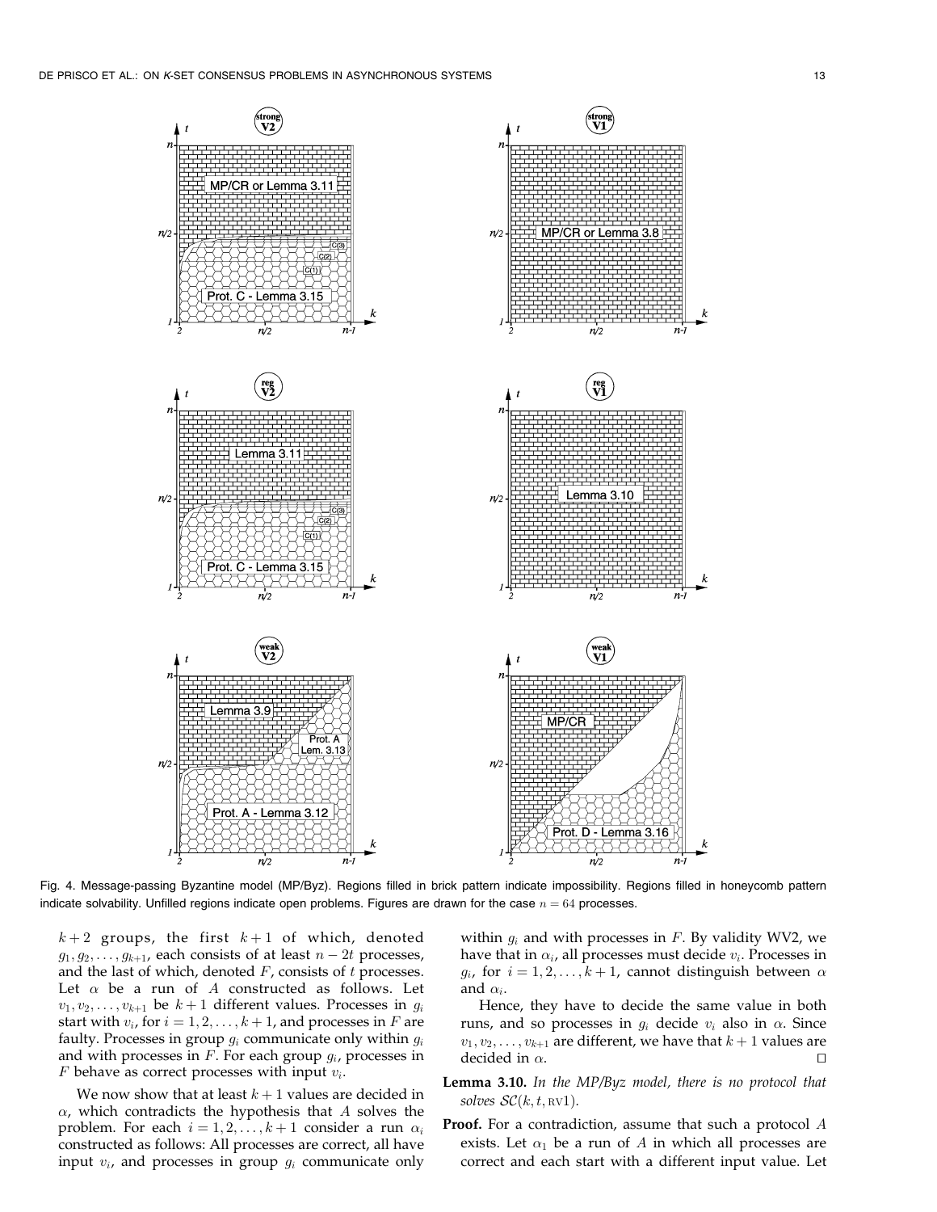Fig. 4. Message-passing Byzantine model (MP/Byz). Regions filled in brick pattern indicate impossibility. Regions filled in honeycomb pattern indicate solvability. Unfilled regions indicate open problems. Figures are drawn for the case $n = 64$ processes.

$k+2$ groups, the first $k+1$ of which, denoted $g_1, g_2, \ldots, g_{k+1}$, each consists of at least $n-2t$ processes, and the last of which, denoted $F$, consists of $t$ processes. Let $\alpha$ be a run of $A$ constructed as follows. Let $v_1, v_2, \ldots, v_{k+1}$ be $k+1$ different values. Processes in $g_i$ start with $v_i$, for $i = 1, 2, \ldots, k+1$, and processes in $F$ are faulty. Processes in group $g_i$ communicate only within $g_i$ and with processes in $F$. For each group $g_i$, processes in $F$ behave as correct processes with input $v_i$.

We now show that at least $k+1$ values are decided in $\alpha$, which contradicts the hypothesis that $A$ solves the problem. For each $i = 1, 2, \ldots, k+1$ consider a run $\alpha_i$ constructed as follows: All processes are correct, all have input $v_i$, and processes in group $g_i$ communicate only within $g_i$ and with processes in $F$. By validity WV2, we have that in $\alpha_i$, all processes must decide $v_i$. Processes in $g_i$, for $i = 1, 2, \ldots, k+1$, cannot distinguish between $\alpha$ and $\alpha_i$.

Hence, they have to decide the same value in both runs, and so processes in $g_i$ decide $v_i$ also in $\alpha$. Since $v_1, v_2, \ldots, v_{k+1}$ are different, we have that $k+1$ values are decided in $\alpha$. □

**Lemma 3.10.** *In the MP/Byz model, there is no protocol that solves $\mathcal{SC}(k, t, \text{RV}1)$.*

**Proof.** For a contradiction, assume that such a protocol $A$ exists. Let $\alpha_1$ be a run of $A$ in which all processes are correct and each start with a different input value. Let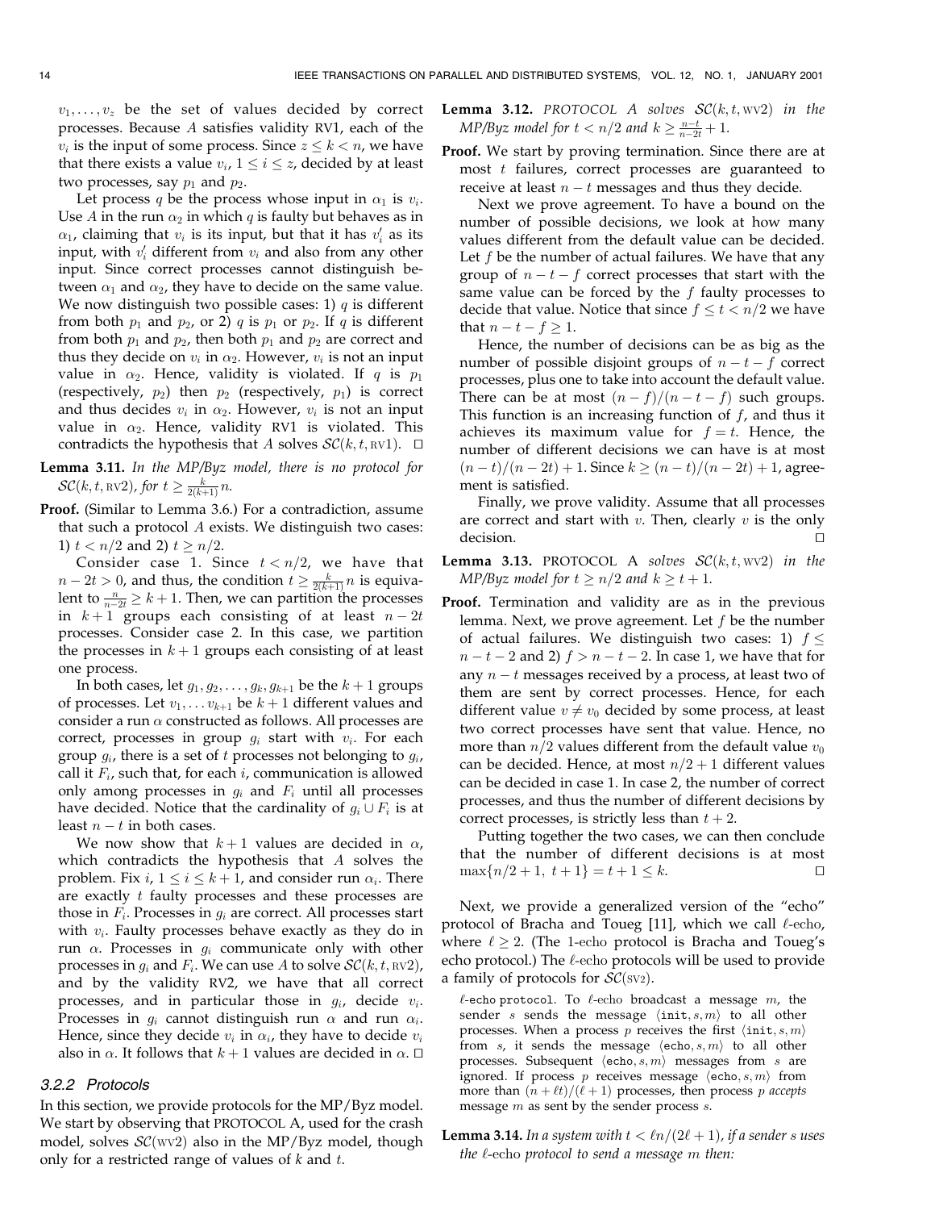$v_1, \ldots, v_z$ be the set of values decided by correct processes. Because $A$ satisfies validity RV1, each of the $v_i$ is the input of some process. Since $z \le k < n$, we have that there exists a value $v_i$, $1 \le i \le z$, decided by at least two processes, say $p_1$ and $p_2$.

Let process $q$ be the process whose input in $\alpha_1$ is $v_i$. Use $A$ in the run $\alpha_2$ in which $q$ is faulty but behaves as in $\alpha_1$, claiming that $v_i$ is its input, but that it has $v_i'$ as its input, with $v_i'$ different from $v_i$ and also from any other input. Since correct processes cannot distinguish between $\alpha_1$ and $\alpha_2$, they have to decide on the same value. We now distinguish two possible cases: 1) $q$ is different from both $p_1$ and $p_2$, or 2) $q$ is $p_1$ or $p_2$. If $q$ is different from both $p_1$ and $p_2$, then both $p_1$ and $p_2$ are correct and thus they decide on $v_i$ in $\alpha_2$. However, $v_i$ is not an input value in $\alpha_2$. Hence, validity is violated. If $q$ is $p_1$ (respectively, $p_2$) then $p_2$ (respectively, $p_1$) is correct and thus decides $v_i$ in $\alpha_2$. However, $v_i$ is not an input value in $\alpha_2$. Hence, validity RV1 is violated. This contradicts the hypothesis that $A$ solves $\mathcal{SC}(k, t, \text{RV1})$. $\square$

**Lemma 3.11.** *In the MP/Byz model, there is no protocol for* $\mathcal{SC}(k, t, \text{RV2})$*, for* $t \ge \frac{k}{2(k+1)} n$.

**Proof.** (Similar to Lemma 3.6.) For a contradiction, assume that such a protocol $A$ exists. We distinguish two cases: 1) $t < n/2$ and 2) $t \ge n/2$.

Consider case 1. Since $t < n/2$, we have that $n - 2t > 0$, and thus, the condition $t \ge \frac{k}{2(k+1)} n$ is equivalent to $\frac{n}{n-2t} \ge k+1$. Then, we can partition the processes in $k+1$ groups each consisting of at least $n - 2t$ processes. Consider case 2. In this case, we partition the processes in $k+1$ groups each consisting of at least one process.

In both cases, let $g_1, g_2, \ldots, g_k, g_{k+1}$ be the $k+1$ groups of processes. Let $v_1, \ldots v_{k+1}$ be $k+1$ different values and consider a run $\alpha$ constructed as follows. All processes are correct, processes in group $g_i$ start with $v_i$. For each group $g_i$, there is a set of $t$ processes not belonging to $g_i$, call it $F_i$, such that, for each $i$, communication is allowed only among processes in $g_i$ and $F_i$ until all processes have decided. Notice that the cardinality of $g_i \cup F_i$ is at least $n - t$ in both cases.

We now show that $k+1$ values are decided in $\alpha$, which contradicts the hypothesis that $A$ solves the problem. Fix $i$, $1 \le i \le k+1$, and consider run $\alpha_i$. There are exactly $t$ faulty processes and these processes are those in $F_i$. Processes in $g_i$ are correct. All processes start with $v_i$. Faulty processes behave exactly as they do in run $\alpha$. Processes in $g_i$ communicate only with other processes in $g_i$ and $F_i$. We can use $A$ to solve $\mathcal{SC}(k, t, \text{RV2})$, and by the validity RV2, we have that all correct processes, and in particular those in $g_i$, decide $v_i$. Processes in $g_i$ cannot distinguish run $\alpha$ and run $\alpha_i$. Hence, since they decide $v_i$ in $\alpha_i$, they have to decide $v_i$ also in $\alpha$. It follows that $k+1$ values are decided in $\alpha$. $\square$

### 3.2.2 Protocols

In this section, we provide protocols for the MP/Byz model. We start by observing that PROTOCOL A, used for the crash model, solves $\mathcal{SC}(\text{WV2})$ also in the MP/Byz model, though only for a restricted range of values of $k$ and $t$.

**Lemma 3.12.** *PROTOCOL A solves* $\mathcal{SC}(k, t, \text{WV2})$ *in the MP/Byz model for* $t < n/2$ *and* $k \ge \frac{n-t}{n-2t} + 1$.

**Proof.** We start by proving termination. Since there are at most $t$ failures, correct processes are guaranteed to receive at least $n - t$ messages and thus they decide.

Next we prove agreement. To have a bound on the number of possible decisions, we look at how many values different from the default value can be decided. Let $f$ be the number of actual failures. We have that any group of $n - t - f$ correct processes that start with the same value can be forced by the $f$ faulty processes to decide that value. Notice that since $f \le t < n/2$ we have that $n - t - f \ge 1$.

Hence, the number of decisions can be as big as the number of possible disjoint groups of $n - t - f$ correct processes, plus one to take into account the default value. There can be at most $(n-f)/(n-t-f)$ such groups. This function is an increasing function of $f$, and thus it achieves its maximum value for $f = t$. Hence, the number of different decisions we can have is at most $(n-t)/(n-2t) + 1$. Since $k \ge (n-t)/(n-2t) + 1$, agreement is satisfied.

Finally, we prove validity. Assume that all processes are correct and start with $v$. Then, clearly $v$ is the only decision. $\square$

**Lemma 3.13.** PROTOCOL A *solves* $\mathcal{SC}(k, t, \text{WV2})$ *in the MP/Byz model for* $t \ge n/2$ *and* $k \ge t+1$.

**Proof.** Termination and validity are as in the previous lemma. Next, we prove agreement. Let $f$ be the number of actual failures. We distinguish two cases: 1) $f \le n - t - 2$ and 2) $f > n - t - 2$. In case 1, we have that for any $n - t$ messages received by a process, at least two of them are sent by correct processes. Hence, for each different value $v \ne v_0$ decided by some process, at least two correct processes have sent that value. Hence, no more than $n/2$ values different from the default value $v_0$ can be decided. Hence, at most $n/2 + 1$ different values can be decided in case 1. In case 2, the number of correct processes, and thus the number of different decisions by correct processes, is strictly less than $t + 2$.

Putting together the two cases, we can then conclude that the number of different decisions is at most $\max\{n/2 + 1,\ t + 1\} = t + 1 \le k$. $\square$

Next, we provide a generalized version of the "echo" protocol of Bracha and Toueg [11], which we call $\ell$-echo, where $\ell \ge 2$. (The 1-echo protocol is Bracha and Toueg's echo protocol.) The $\ell$-echo protocols will be used to provide a family of protocols for $\mathcal{SC}(\text{SV2})$.

$\ell$-echo protocol. To $\ell$-echo broadcast a message $m$, the sender $s$ sends the message $\langle \texttt{init}, s, m\rangle$ to all other processes. When a process $p$ receives the first $\langle \texttt{init}, s, m\rangle$ from $s$, it sends the message $\langle \texttt{echo}, s, m\rangle$ to all other processes. Subsequent $\langle \texttt{echo}, s, m\rangle$ messages from $s$ are ignored. If process $p$ receives message $\langle \texttt{echo}, s, m\rangle$ from more than $(n + \ell t)/(\ell + 1)$ processes, then process $p$ *accepts* message $m$ as sent by the sender process $s$.

**Lemma 3.14.** *In a system with* $t < \ell n/(2\ell + 1)$*, if a sender* $s$ *uses the* $\ell$-echo *protocol to send a message* $m$ *then:*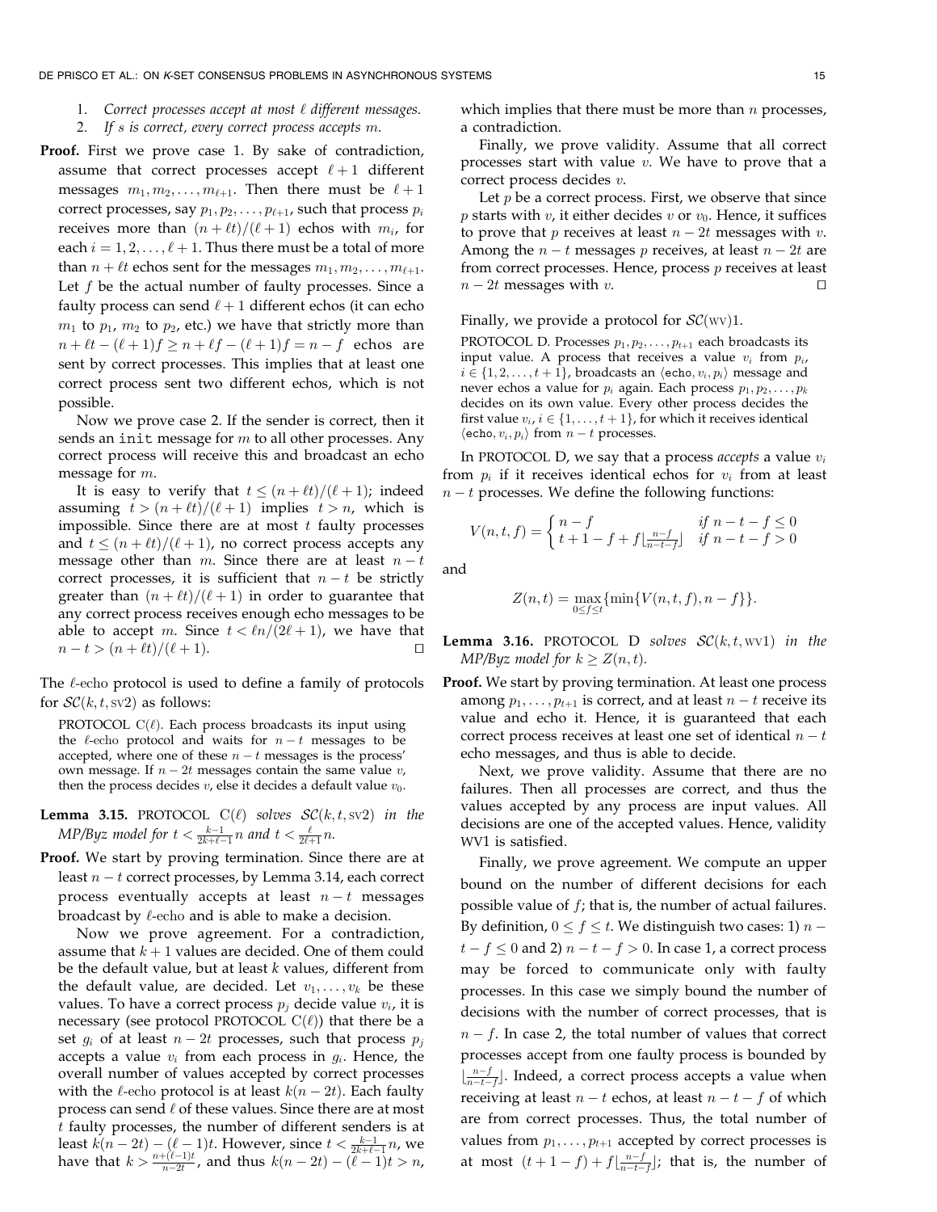1. *Correct processes accept at most $\ell$ different messages.*
2. *If $s$ is correct, every correct process accepts $m$.*

**Proof.** First we prove case 1. By sake of contradiction, assume that correct processes accept $\ell+1$ different messages $m_1, m_2, \ldots, m_{\ell+1}$. Then there must be $\ell+1$ correct processes, say $p_1, p_2, \ldots, p_{\ell+1}$, such that process $p_i$ receives more than $(n+\ell t)/(\ell+1)$ echos with $m_i$, for each $i = 1, 2, \ldots, \ell+1$. Thus there must be a total of more than $n + \ell t$ echos sent for the messages $m_1, m_2, \ldots, m_{\ell+1}$. Let $f$ be the actual number of faulty processes. Since a faulty process can send $\ell+1$ different echos (it can echo $m_1$ to $p_1$, $m_2$ to $p_2$, etc.) we have that strictly more than $n + \ell t - (\ell+1)f \geq n + \ell f - (\ell+1)f = n - f$ echos are sent by correct processes. This implies that at least one correct process sent two different echos, which is not possible.

Now we prove case 2. If the sender is correct, then it sends an `init` message for $m$ to all other processes. Any correct process will receive this and broadcast an echo message for $m$.

It is easy to verify that $t \leq (n+\ell t)/(\ell+1)$; indeed assuming $t > (n+\ell t)/(\ell+1)$ implies $t > n$, which is impossible. Since there are at most $t$ faulty processes and $t \leq (n+\ell t)/(\ell+1)$, no correct process accepts any message other than $m$. Since there are at least $n-t$ correct processes, it is sufficient that $n-t$ be strictly greater than $(n+\ell t)/(\ell+1)$ in order to guarantee that any correct process receives enough echo messages to be able to accept $m$. Since $t < \ell n/(2\ell+1)$, we have that $n - t > (n+\ell t)/(\ell+1)$. $\square$

The $\ell$-echo protocol is used to define a family of protocols for $\mathcal{SC}(k, t, \text{SV}2)$ as follows:

PROTOCOL C($\ell$). Each process broadcasts its input using the $\ell$-echo protocol and waits for $n-t$ messages to be accepted, where one of these $n-t$ messages is the process' own message. If $n-2t$ messages contain the same value $v$, then the process decides $v$, else it decides a default value $v_0$.

**Lemma 3.15.** *PROTOCOL C($\ell$) solves $\mathcal{SC}(k, t, \text{SV}2)$ in the MP/Byz model for $t < \frac{k-1}{2k+\ell-1}n$ and $t < \frac{\ell}{2\ell+1}n$.*

**Proof.** We start by proving termination. Since there are at least $n-t$ correct processes, by Lemma 3.14, each correct process eventually accepts at least $n-t$ messages broadcast by $\ell$-echo and is able to make a decision.

Now we prove agreement. For a contradiction, assume that $k+1$ values are decided. One of them could be the default value, but at least $k$ values, different from the default value, are decided. Let $v_1, \ldots, v_k$ be these values. To have a correct process $p_j$ decide value $v_i$, it is necessary (see protocol PROTOCOL C($\ell$)) that there be a set $g_i$ of at least $n-2t$ processes, such that process $p_j$ accepts a value $v_i$ from each process in $g_i$. Hence, the overall number of values accepted by correct processes with the $\ell$-echo protocol is at least $k(n-2t)$. Each faulty process can send $\ell$ of these values. Since there are at most $t$ faulty processes, the number of different senders is at least $k(n-2t) - (\ell-1)t$. However, since $t < \frac{k-1}{2k+\ell-1}n$, we have that $k > \frac{n+(\ell-1)t}{n-2t}$, and thus $k(n-2t) - (\ell-1)t > n$, which implies that there must be more than $n$ processes, a contradiction.

Finally, we prove validity. Assume that all correct processes start with value $v$. We have to prove that a correct process decides $v$.

Let $p$ be a correct process. First, we observe that since $p$ starts with $v$, it either decides $v$ or $v_0$. Hence, it suffices to prove that $p$ receives at least $n-2t$ messages with $v$. Among the $n-t$ messages $p$ receives, at least $n-2t$ are from correct processes. Hence, process $p$ receives at least $n-2t$ messages with $v$. $\square$

Finally, we provide a protocol for $\mathcal{SC}(\text{WV})1$.

PROTOCOL D. Processes $p_1, p_2, \ldots, p_{t+1}$ each broadcasts its input value. A process that receives a value $v_i$ from $p_i$, $i \in \{1, 2, \ldots, t+1\}$, broadcasts an $\langle \texttt{echo}, v_i, p_i \rangle$ message and never echos a value for $p_i$ again. Each process $p_1, p_2, \ldots, p_k$ decides on its own value. Every other process decides the first value $v_i$, $i \in \{1, \ldots, t+1\}$, for which it receives identical $\langle \texttt{echo}, v_i, p_i \rangle$ from $n-t$ processes.

In PROTOCOL D, we say that a process *accepts* a value $v_i$ from $p_i$ if it receives identical echos for $v_i$ from at least $n-t$ processes. We define the following functions:

$$V(n,t,f) = \begin{cases} n-f & \text{if } n-t-f \leq 0 \\ t+1-f+f\lfloor\frac{n-f}{n-t-f}\rfloor & \text{if } n-t-f > 0 \end{cases}$$

and

$$Z(n,t) = \max_{0 \leq f \leq t}\{\min\{V(n,t,f), n-f\}\}.$$

**Lemma 3.16.** *PROTOCOL D solves $\mathcal{SC}(k, t, \text{WV}1)$ in the MP/Byz model for $k \geq Z(n,t)$.*

**Proof.** We start by proving termination. At least one process among $p_1, \ldots, p_{t+1}$ is correct, and at least $n-t$ receive its value and echo it. Hence, it is guaranteed that each correct process receives at least one set of identical $n-t$ echo messages, and thus is able to decide.

Next, we prove validity. Assume that there are no failures. Then all processes are correct, and thus the values accepted by any process are input values. All decisions are one of the accepted values. Hence, validity WV1 is satisfied.

Finally, we prove agreement. We compute an upper bound on the number of different decisions for each possible value of $f$; that is, the number of actual failures. By definition, $0 \leq f \leq t$. We distinguish two cases: 1) $n - t - f \leq 0$ and 2) $n-t-f > 0$. In case 1, a correct process may be forced to communicate only with faulty processes. In this case we simply bound the number of decisions with the number of correct processes, that is $n-f$. In case 2, the total number of values that correct processes accept from one faulty process is bounded by $\lfloor\frac{n-f}{n-t-f}\rfloor$. Indeed, a correct process accepts a value when receiving at least $n-t$ echos, at least $n-t-f$ of which are from correct processes. Thus, the total number of values from $p_1, \ldots, p_{t+1}$ accepted by correct processes is at most $(t+1-f) + f\lfloor\frac{n-f}{n-t-f}\rfloor$; that is, the number of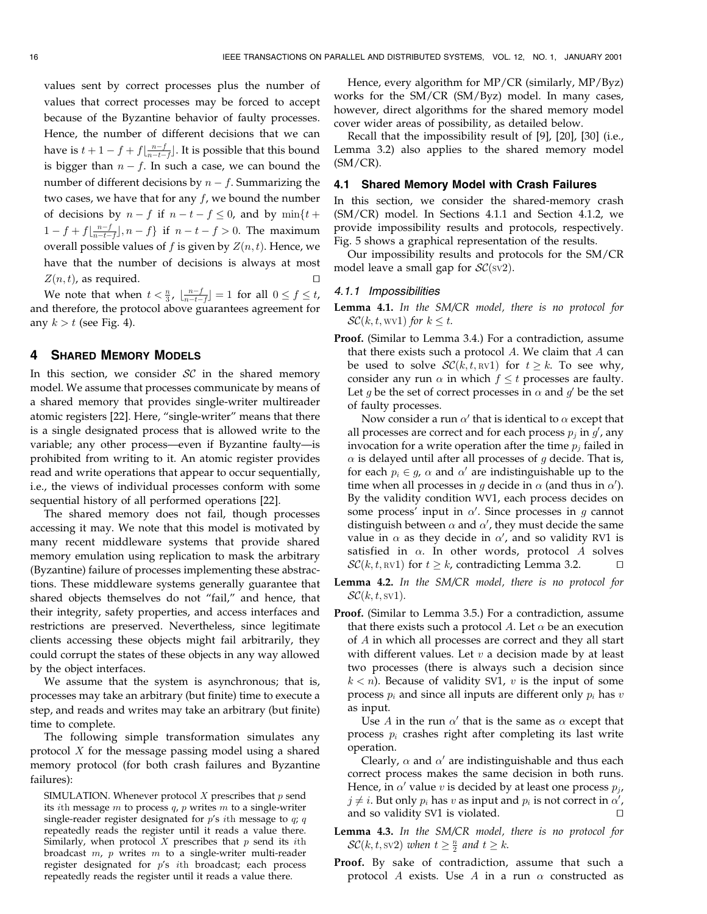values sent by correct processes plus the number of values that correct processes may be forced to accept because of the Byzantine behavior of faulty processes. Hence, the number of different decisions that we can have is $t + 1 - f + f\lfloor\frac{n-f}{n-t-f}\rfloor$. It is possible that this bound is bigger than $n - f$. In such a case, we can bound the number of different decisions by $n - f$. Summarizing the two cases, we have that for any $f$, we bound the number of decisions by $n - f$ if $n - t - f \leq 0$, and by $\min\{t + 1 - f + f\lfloor\frac{n-f}{n-t-f}\rfloor, n - f\}$ if $n - t - f > 0$. The maximum overall possible values of $f$ is given by $Z(n, t)$. Hence, we have that the number of decisions is always at most $Z(n, t)$, as required. □

We note that when $t < \frac{n}{3}$, $\lfloor\frac{n-f}{n-t-f}\rfloor = 1$ for all $0 \leq f \leq t$, and therefore, the protocol above guarantees agreement for any $k > t$ (see Fig. 4).

## 4 Shared Memory Models

In this section, we consider $\mathcal{SC}$ in the shared memory model. We assume that processes communicate by means of a shared memory that provides single-writer multireader atomic registers [22]. Here, "single-writer" means that there is a single designated process that is allowed write to the variable; any other process—even if Byzantine faulty—is prohibited from writing to it. An atomic register provides read and write operations that appear to occur sequentially, i.e., the views of individual processes conform with some sequential history of all performed operations [22].

The shared memory does not fail, though processes accessing it may. We note that this model is motivated by many recent middleware systems that provide shared memory emulation using replication to mask the arbitrary (Byzantine) failure of processes implementing these abstractions. These middleware systems generally guarantee that shared objects themselves do not "fail," and hence, that their integrity, safety properties, and access interfaces and restrictions are preserved. Nevertheless, since legitimate clients accessing these objects might fail arbitrarily, they could corrupt the states of these objects in any way allowed by the object interfaces.

We assume that the system is asynchronous; that is, processes may take an arbitrary (but finite) time to execute a step, and reads and writes may take an arbitrary (but finite) time to complete.

The following simple transformation simulates any protocol $X$ for the message passing model using a shared memory protocol (for both crash failures and Byzantine failures):

SIMULATION. Whenever protocol $X$ prescribes that $p$ send its $i$th message $m$ to process $q$, $p$ writes $m$ to a single-writer single-reader register designated for $p$'s $i$th message to $q$; $q$ repeatedly reads the register until it reads a value there. Similarly, when protocol $X$ prescribes that $p$ send its $i$th broadcast $m$, $p$ writes $m$ to a single-writer multi-reader register designated for $p$'s $i$th broadcast; each process repeatedly reads the register until it reads a value there.

Hence, every algorithm for MP/CR (similarly, MP/Byz) works for the SM/CR (SM/Byz) model. In many cases, however, direct algorithms for the shared memory model cover wider areas of possibility, as detailed below.

Recall that the impossibility result of [9], [20], [30] (i.e., Lemma 3.2) also applies to the shared memory model (SM/CR).

### 4.1 Shared Memory Model with Crash Failures

In this section, we consider the shared-memory crash (SM/CR) model. In Sections 4.1.1 and Section 4.1.2, we provide impossibility results and protocols, respectively. Fig. 5 shows a graphical representation of the results.

Our impossibility results and protocols for the SM/CR model leave a small gap for $\mathcal{SC}$(SV2).

#### 4.1.1 Impossibilities

**Lemma 4.1.** *In the SM/CR model, there is no protocol for $\mathcal{SC}(k, t, \text{WV}1)$ for $k \leq t$.*

**Proof.** (Similar to Lemma 3.4.) For a contradiction, assume that there exists such a protocol $A$. We claim that $A$ can be used to solve $\mathcal{SC}(k, t, \text{RV}1)$ for $t \geq k$. To see why, consider any run $\alpha$ in which $f \leq t$ processes are faulty. Let $g$ be the set of correct processes in $\alpha$ and $g'$ be the set of faulty processes.

Now consider a run $\alpha'$ that is identical to $\alpha$ except that all processes are correct and for each process $p_j$ in $g'$, any invocation for a write operation after the time $p_j$ failed in $\alpha$ is delayed until after all processes of $g$ decide. That is, for each $p_i \in g$, $\alpha$ and $\alpha'$ are indistinguishable up to the time when all processes in $g$ decide in $\alpha$ (and thus in $\alpha'$). By the validity condition WV1, each process decides on some process' input in $\alpha'$. Since processes in $g$ cannot distinguish between $\alpha$ and $\alpha'$, they must decide the same value in $\alpha$ as they decide in $\alpha'$, and so validity RV1 is satisfied in $\alpha$. In other words, protocol $A$ solves $\mathcal{SC}(k, t, \text{RV}1)$ for $t \geq k$, contradicting Lemma 3.2. □

**Lemma 4.2.** *In the SM/CR model, there is no protocol for $\mathcal{SC}(k, t, \text{SV}1)$.*

**Proof.** (Similar to Lemma 3.5.) For a contradiction, assume that there exists such a protocol $A$. Let $\alpha$ be an execution of $A$ in which all processes are correct and they all start with different values. Let $v$ a decision made by at least two processes (there is always such a decision since $k < n$). Because of validity SV1, $v$ is the input of some process $p_i$ and since all inputs are different only $p_i$ has $v$ as input.

Use $A$ in the run $\alpha'$ that is the same as $\alpha$ except that process $p_i$ crashes right after completing its last write operation.

Clearly, $\alpha$ and $\alpha'$ are indistinguishable and thus each correct process makes the same decision in both runs. Hence, in $\alpha'$ value $v$ is decided by at least one process $p_j$, $j \neq i$. But only $p_i$ has $v$ as input and $p_i$ is not correct in $\alpha'$, and so validity SV1 is violated. □

**Lemma 4.3.** *In the SM/CR model, there is no protocol for $\mathcal{SC}(k, t, \text{SV}2)$ when $t \geq \frac{n}{2}$ and $t \geq k$.*

**Proof.** By sake of contradiction, assume that such a protocol $A$ exists. Use $A$ in a run $\alpha$ constructed as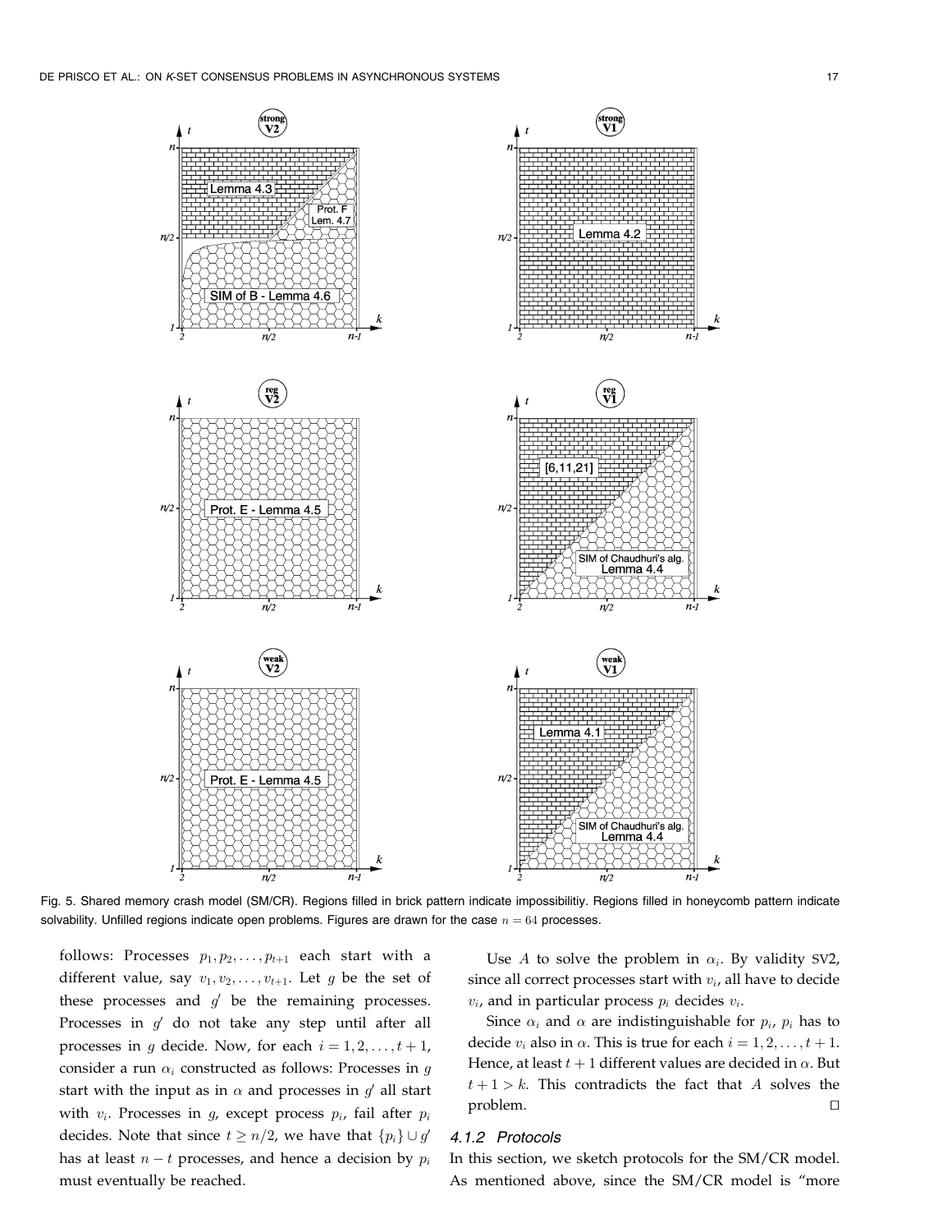Fig. 5. Shared memory crash model (SM/CR). Regions filled in brick pattern indicate impossibilitiy. Regions filled in honeycomb pattern indicate solvability. Unfilled regions indicate open problems. Figures are drawn for the case $n = 64$ processes.

follows: Processes $p_1, p_2, \ldots, p_{t+1}$ each start with a different value, say $v_1, v_2, \ldots, v_{t+1}$. Let $g$ be the set of these processes and $g'$ be the remaining processes. Processes in $g'$ do not take any step until after all processes in $g$ decide. Now, for each $i = 1, 2, \ldots, t+1$, consider a run $\alpha_i$ constructed as follows: Processes in $g$ start with the input as in $\alpha$ and processes in $g'$ all start with $v_i$. Processes in $g$, except process $p_i$, fail after $p_i$ decides. Note that since $t \geq n/2$, we have that $\{p_i\} \cup g'$ has at least $n - t$ processes, and hence a decision by $p_i$ must eventually be reached.

Use $A$ to solve the problem in $\alpha_i$. By validity SV2, since all correct processes start with $v_i$, all have to decide $v_i$, and in particular process $p_i$ decides $v_i$.

Since $\alpha_i$ and $\alpha$ are indistinguishable for $p_i$, $p_i$ has to decide $v_i$ also in $\alpha$. This is true for each $i = 1, 2, \ldots, t+1$. Hence, at least $t+1$ different values are decided in $\alpha$. But $t + 1 > k$. This contradicts the fact that $A$ solves the problem. □

#### 4.1.2 Protocols

In this section, we sketch protocols for the SM/CR model. As mentioned above, since the SM/CR model is "more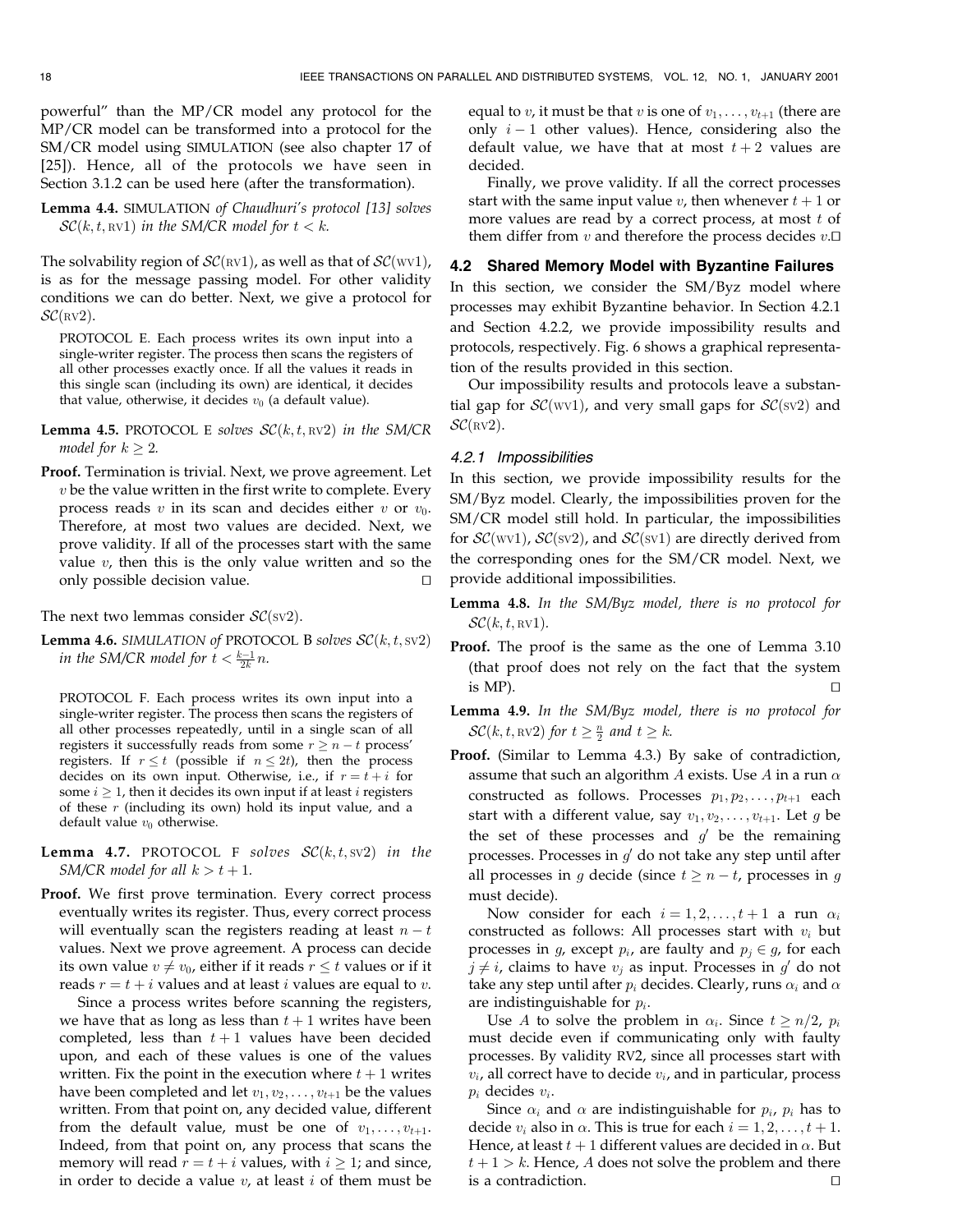powerful" than the MP/CR model any protocol for the MP/CR model can be transformed into a protocol for the SM/CR model using SIMULATION (see also chapter 17 of [25]). Hence, all of the protocols we have seen in Section 3.1.2 can be used here (after the transformation).

**Lemma 4.4.** *SIMULATION of Chaudhuri's protocol [13] solves $\mathcal{SC}(k, t, \text{RV1})$ in the SM/CR model for $t < k$.*

The solvability region of $\mathcal{SC}(\text{RV1})$, as well as that of $\mathcal{SC}(\text{WV1})$, is as for the message passing model. For other validity conditions we can do better. Next, we give a protocol for $\mathcal{SC}(\text{RV2})$.

> PROTOCOL E. Each process writes its own input into a single-writer register. The process then scans the registers of all other processes exactly once. If all the values it reads in this single scan (including its own) are identical, it decides that value, otherwise, it decides $v_0$ (a default value).

**Lemma 4.5.** PROTOCOL E *solves $\mathcal{SC}(k, t, \text{RV2})$ in the SM/CR model for $k \geq 2$.*

**Proof.** Termination is trivial. Next, we prove agreement. Let $v$ be the value written in the first write to complete. Every process reads $v$ in its scan and decides either $v$ or $v_0$. Therefore, at most two values are decided. Next, we prove validity. If all of the processes start with the same value $v$, then this is the only value written and so the only possible decision value. □

The next two lemmas consider $\mathcal{SC}(\text{SV2})$.

**Lemma 4.6.** *SIMULATION of* PROTOCOL B *solves $\mathcal{SC}(k, t, \text{SV2})$ in the SM/CR model for $t < \frac{k-1}{2k}n$.*

> PROTOCOL F. Each process writes its own input into a single-writer register. The process then scans the registers of all other processes repeatedly, until in a single scan of all registers it successfully reads from some $r \geq n - t$ process' registers. If $r \leq t$ (possible if $n \leq 2t$), then the process decides on its own input. Otherwise, i.e., if $r = t + i$ for some $i \geq 1$, then it decides its own input if at least $i$ registers of these $r$ (including its own) hold its input value, and a default value $v_0$ otherwise.

**Lemma 4.7.** PROTOCOL F *solves $\mathcal{SC}(k, t, \text{SV2})$ in the SM/CR model for all $k > t + 1$.*

**Proof.** We first prove termination. Every correct process eventually writes its register. Thus, every correct process will eventually scan the registers reading at least $n - t$ values. Next we prove agreement. A process can decide its own value $v \neq v_0$, either if it reads $r \leq t$ values or if it reads $r = t + i$ values and at least $i$ values are equal to $v$.

Since a process writes before scanning the registers, we have that as long as less than $t + 1$ writes have been completed, less than $t + 1$ values have been decided upon, and each of these values is one of the values written. Fix the point in the execution where $t + 1$ writes have been completed and let $v_1, v_2, \ldots, v_{t+1}$ be the values written. From that point on, any decided value, different from the default value, must be one of $v_1, \ldots, v_{t+1}$. Indeed, from that point on, any process that scans the memory will read $r = t + i$ values, with $i \geq 1$; and since, in order to decide a value $v$, at least $i$ of them must be equal to $v$, it must be that $v$ is one of $v_1, \ldots, v_{t+1}$ (there are only $i - 1$ other values). Hence, considering also the default value, we have that at most $t + 2$ values are decided.

Finally, we prove validity. If all the correct processes start with the same input value $v$, then whenever $t + 1$ or more values are read by a correct process, at most $t$ of them differ from $v$ and therefore the process decides $v$. □

### 4.2 Shared Memory Model with Byzantine Failures

In this section, we consider the SM/Byz model where processes may exhibit Byzantine behavior. In Section 4.2.1 and Section 4.2.2, we provide impossibility results and protocols, respectively. Fig. 6 shows a graphical representation of the results provided in this section.

Our impossibility results and protocols leave a substantial gap for $\mathcal{SC}(\text{WV1})$, and very small gaps for $\mathcal{SC}(\text{SV2})$ and $\mathcal{SC}(\text{RV2})$.

#### 4.2.1 Impossibilities

In this section, we provide impossibility results for the SM/Byz model. Clearly, the impossibilities proven for the SM/CR model still hold. In particular, the impossibilities for $\mathcal{SC}(\text{WV1})$, $\mathcal{SC}(\text{SV2})$, and $\mathcal{SC}(\text{SV1})$ are directly derived from the corresponding ones for the SM/CR model. Next, we provide additional impossibilities.

**Lemma 4.8.** *In the SM/Byz model, there is no protocol for $\mathcal{SC}(k, t, \text{RV1})$.*

**Proof.** The proof is the same as the one of Lemma 3.10 (that proof does not rely on the fact that the system is MP). □

**Lemma 4.9.** *In the SM/Byz model, there is no protocol for $\mathcal{SC}(k, t, \text{RV2})$ for $t \geq \frac{n}{2}$ and $t \geq k$.*

**Proof.** (Similar to Lemma 4.3.) By sake of contradiction, assume that such an algorithm $A$ exists. Use $A$ in a run $\alpha$ constructed as follows. Processes $p_1, p_2, \ldots, p_{t+1}$ each start with a different value, say $v_1, v_2, \ldots, v_{t+1}$. Let $g$ be the set of these processes and $g'$ be the remaining processes. Processes in $g'$ do not take any step until after all processes in $g$ decide (since $t \geq n - t$, processes in $g$ must decide).

Now consider for each $i = 1, 2, \ldots, t + 1$ a run $\alpha_i$ constructed as follows: All processes start with $v_i$ but processes in $g$, except $p_i$, are faulty and $p_j \in g$, for each $j \neq i$, claims to have $v_j$ as input. Processes in $g'$ do not take any step until after $p_i$ decides. Clearly, runs $\alpha_i$ and $\alpha$ are indistinguishable for $p_i$.

Use $A$ to solve the problem in $\alpha_i$. Since $t \geq n/2$, $p_i$ must decide even if communicating only with faulty processes. By validity RV2, since all processes start with $v_i$, all correct have to decide $v_i$, and in particular, process $p_i$ decides $v_i$.

Since $\alpha_i$ and $\alpha$ are indistinguishable for $p_i$, $p_i$ has to decide $v_i$ also in $\alpha$. This is true for each $i = 1, 2, \ldots, t + 1$. Hence, at least $t + 1$ different values are decided in $\alpha$. But $t + 1 > k$. Hence, $A$ does not solve the problem and there is a contradiction. □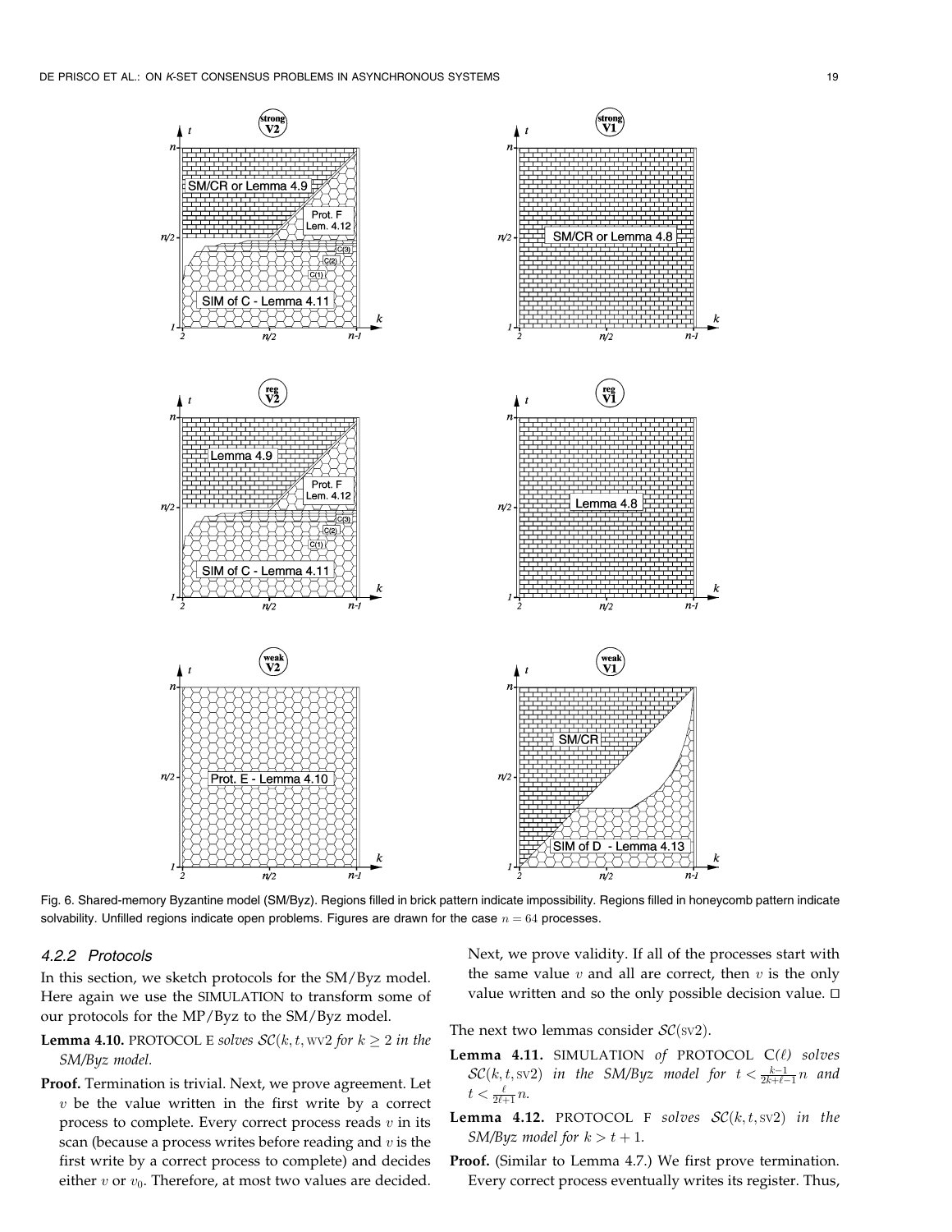Fig. 6. Shared-memory Byzantine model (SM/Byz). Regions filled in brick pattern indicate impossibility. Regions filled in honeycomb pattern indicate solvability. Unfilled regions indicate open problems. Figures are drawn for the case $n = 64$ processes.

#### 4.2.2 Protocols

In this section, we sketch protocols for the SM/Byz model. Here again we use the SIMULATION to transform some of our protocols for the MP/Byz to the SM/Byz model.

**Lemma 4.10.** PROTOCOL E *solves* $\mathcal{SC}(k, t, \text{WV}2)$ *for* $k \geq 2$ *in the SM/Byz model.*

**Proof.** Termination is trivial. Next, we prove agreement. Let $v$ be the value written in the first write by a correct process to complete. Every correct process reads $v$ in its scan (because a process writes before reading and $v$ is the first write by a correct process to complete) and decides either $v$ or $v_0$. Therefore, at most two values are decided. Next, we prove validity. If all of the processes start with the same value $v$ and all are correct, then $v$ is the only value written and so the only possible decision value. □

The next two lemmas consider $\mathcal{SC}(\text{SV}2)$.

**Lemma 4.11.** SIMULATION *of* PROTOCOL C*($\ell$) solves* $\mathcal{SC}(k, t, \text{SV}2)$ *in the SM/Byz model for* $t < \frac{k-1}{2k+\ell-1}n$ *and* $t < \frac{\ell}{2\ell+1}n$.

**Lemma 4.12.** PROTOCOL F *solves* $\mathcal{SC}(k, t, \text{SV}2)$ *in the SM/Byz model for* $k > t + 1$.

**Proof.** (Similar to Lemma 4.7.) We first prove termination. Every correct process eventually writes its register. Thus,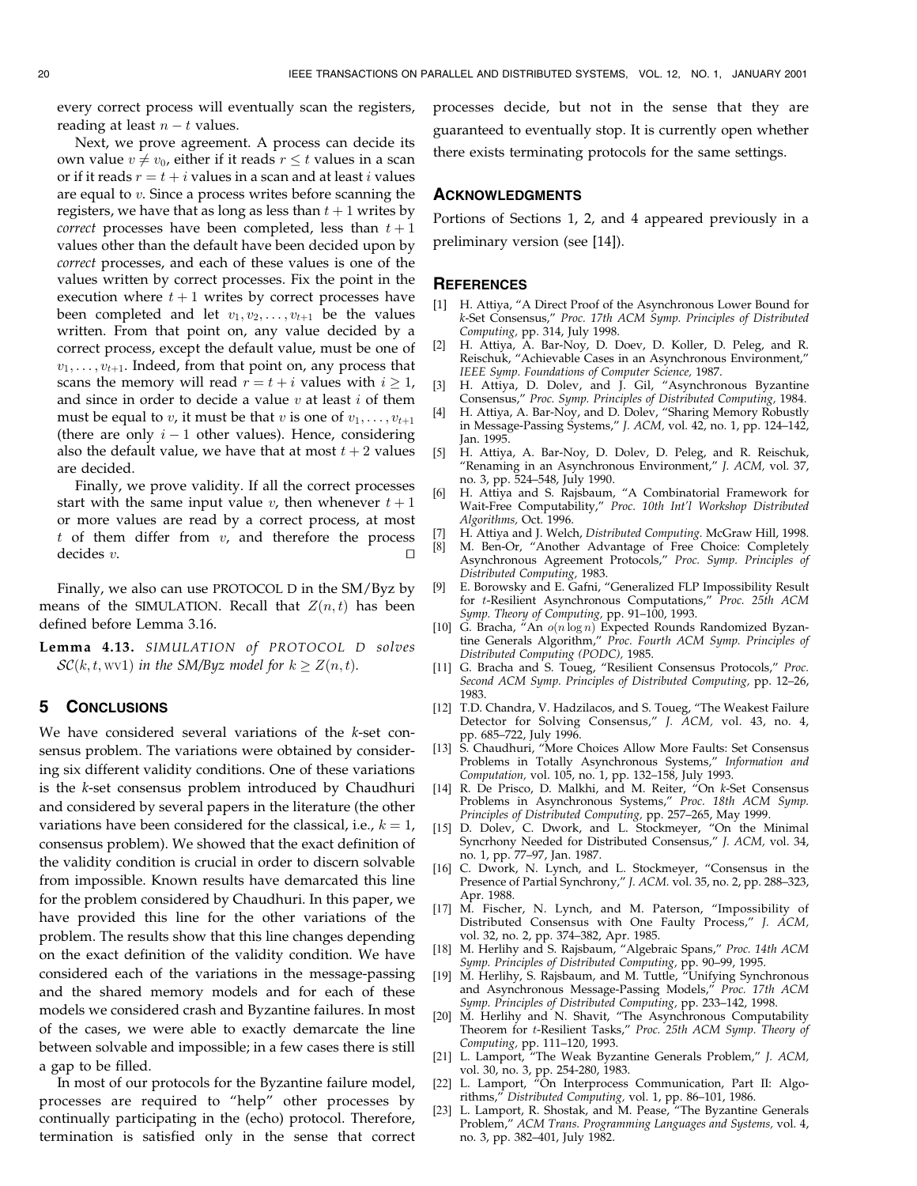every correct process will eventually scan the registers, reading at least $n - t$ values.

Next, we prove agreement. A process can decide its own value $v \neq v_0$, either if it reads $r \leq t$ values in a scan or if it reads $r = t + i$ values in a scan and at least $i$ values are equal to $v$. Since a process writes before scanning the registers, we have that as long as less than $t + 1$ writes by *correct* processes have been completed, less than $t + 1$ values other than the default have been decided upon by *correct* processes, and each of these values is one of the values written by correct processes. Fix the point in the execution where $t + 1$ writes by correct processes have been completed and let $v_1, v_2, \ldots, v_{t+1}$ be the values written. From that point on, any value decided by a correct process, except the default value, must be one of $v_1, \ldots, v_{t+1}$. Indeed, from that point on, any process that scans the memory will read $r = t + i$ values with $i \geq 1$, and since in order to decide a value $v$ at least $i$ of them must be equal to $v$, it must be that $v$ is one of $v_1, \ldots, v_{t+1}$ (there are only $i - 1$ other values). Hence, considering also the default value, we have that at most $t + 2$ values are decided.

Finally, we prove validity. If all the correct processes start with the same input value $v$, then whenever $t + 1$ or more values are read by a correct process, at most $t$ of them differ from $v$, and therefore the process decides $v$. □

Finally, we also can use PROTOCOL D in the SM/Byz by means of the SIMULATION. Recall that $Z(n, t)$ has been defined before Lemma 3.16.

**Lemma 4.13.** *SIMULATION of PROTOCOL D solves* $\mathcal{SC}(k, t, \mathrm{WV1})$ *in the SM/Byz model for* $k \geq Z(n, t)$.

## 5 Conclusions

We have considered several variations of the $k$-set consensus problem. The variations were obtained by considering six different validity conditions. One of these variations is the $k$-set consensus problem introduced by Chaudhuri and considered by several papers in the literature (the other variations have been considered for the classical, i.e., $k = 1$, consensus problem). We showed that the exact definition of the validity condition is crucial in order to discern solvable from impossible. Known results have demarcated this line for the problem considered by Chaudhuri. In this paper, we have provided this line for the other variations of the problem. The results show that this line changes depending on the exact definition of the validity condition. We have considered each of the variations in the message-passing and the shared memory models and for each of these models we considered crash and Byzantine failures. In most of the cases, we were able to exactly demarcate the line between solvable and impossible; in a few cases there is still a gap to be filled.

In most of our protocols for the Byzantine failure model, processes are required to "help" other processes by continually participating in the (echo) protocol. Therefore, termination is satisfied only in the sense that correct processes decide, but not in the sense that they are guaranteed to eventually stop. It is currently open whether there exists terminating protocols for the same settings.

## Acknowledgments

Portions of Sections 1, 2, and 4 appeared previously in a preliminary version (see [14]).

## References

[1] H. Attiya, "A Direct Proof of the Asynchronous Lower Bound for $k$-Set Consensus," *Proc. 17th ACM Symp. Principles of Distributed Computing,* pp. 314, July 1998.

[2] H. Attiya, A. Bar-Noy, D. Doev, D. Koller, D. Peleg, and R. Reischuk, "Achievable Cases in an Asynchronous Environment," *IEEE Symp. Foundations of Computer Science,* 1987.

[3] H. Attiya, D. Dolev, and J. Gil, "Asynchronous Byzantine Consensus," *Proc. Symp. Principles of Distributed Computing,* 1984.

[4] H. Attiya, A. Bar-Noy, and D. Dolev, "Sharing Memory Robustly in Message-Passing Systems," *J. ACM,* vol. 42, no. 1, pp. 124–142, Jan. 1995.

[5] H. Attiya, A. Bar-Noy, D. Dolev, D. Peleg, and R. Reischuk, "Renaming in an Asynchronous Environment," *J. ACM,* vol. 37, no. 3, pp. 524–548, July 1990.

[6] H. Attiya and S. Rajsbaum, "A Combinatorial Framework for Wait-Free Computability," *Proc. 10th Int'l Workshop Distributed Algorithms,* Oct. 1996.

[7] H. Attiya and J. Welch, *Distributed Computing.* McGraw Hill, 1998.

[8] M. Ben-Or, "Another Advantage of Free Choice: Completely Asynchronous Agreement Protocols," *Proc. Symp. Principles of Distributed Computing,* 1983.

[9] E. Borowsky and E. Gafni, "Generalized FLP Impossibility Result for $t$-Resilient Asynchronous Computations," *Proc. 25th ACM Symp. Theory of Computing,* pp. 91–100, 1993.

[10] G. Bracha, "An $o(n \log n)$ Expected Rounds Randomized Byzantine Generals Algorithm," *Proc. Fourth ACM Symp. Principles of Distributed Computing (PODC),* 1985.

[11] G. Bracha and S. Toueg, "Resilient Consensus Protocols," *Proc. Second ACM Symp. Principles of Distributed Computing,* pp. 12–26, 1983.

[12] T.D. Chandra, V. Hadzilacos, and S. Toueg, "The Weakest Failure Detector for Solving Consensus," *J. ACM,* vol. 43, no. 4, pp. 685–722, July 1996.

[13] S. Chaudhuri, "More Choices Allow More Faults: Set Consensus Problems in Totally Asynchronous Systems," *Information and Computation,* vol. 105, no. 1, pp. 132–158, July 1993.

[14] R. De Prisco, D. Malkhi, and M. Reiter, "On $k$-Set Consensus Problems in Asynchronous Systems," *Proc. 18th ACM Symp. Principles of Distributed Computing,* pp. 257–265, May 1999.

[15] D. Dolev, C. Dwork, and L. Stockmeyer, "On the Minimal Syncrhony Needed for Distributed Consensus," *J. ACM,* vol. 34, no. 1, pp. 77–97, Jan. 1987.

[16] C. Dwork, N. Lynch, and L. Stockmeyer, "Consensus in the Presence of Partial Synchrony," *J. ACM.* vol. 35, no. 2, pp. 288–323, Apr. 1988.

[17] M. Fischer, N. Lynch, and M. Paterson, "Impossibility of Distributed Consensus with One Faulty Process," *J. ACM,* vol. 32, no. 2, pp. 374–382, Apr. 1985.

[18] M. Herlihy and S. Rajsbaum, "Algebraic Spans," *Proc. 14th ACM Symp. Principles of Distributed Computing,* pp. 90–99, 1995.

[19] M. Herlihy, S. Rajsbaum, and M. Tuttle, "Unifying Synchronous and Asynchronous Message-Passing Models," *Proc. 17th ACM Symp. Principles of Distributed Computing,* pp. 233–142, 1998.

[20] M. Herlihy and N. Shavit, "The Asynchronous Computability Theorem for $t$-Resilient Tasks," *Proc. 25th ACM Symp. Theory of Computing,* pp. 111–120, 1993.

[21] L. Lamport, "The Weak Byzantine Generals Problem," *J. ACM,* vol. 30, no. 3, pp. 254-280, 1983.

[22] L. Lamport, "On Interprocess Communication, Part II: Algorithms," *Distributed Computing,* vol. 1, pp. 86–101, 1986.

[23] L. Lamport, R. Shostak, and M. Pease, "The Byzantine Generals Problem," *ACM Trans. Programming Languages and Systems,* vol. 4, no. 3, pp. 382–401, July 1982.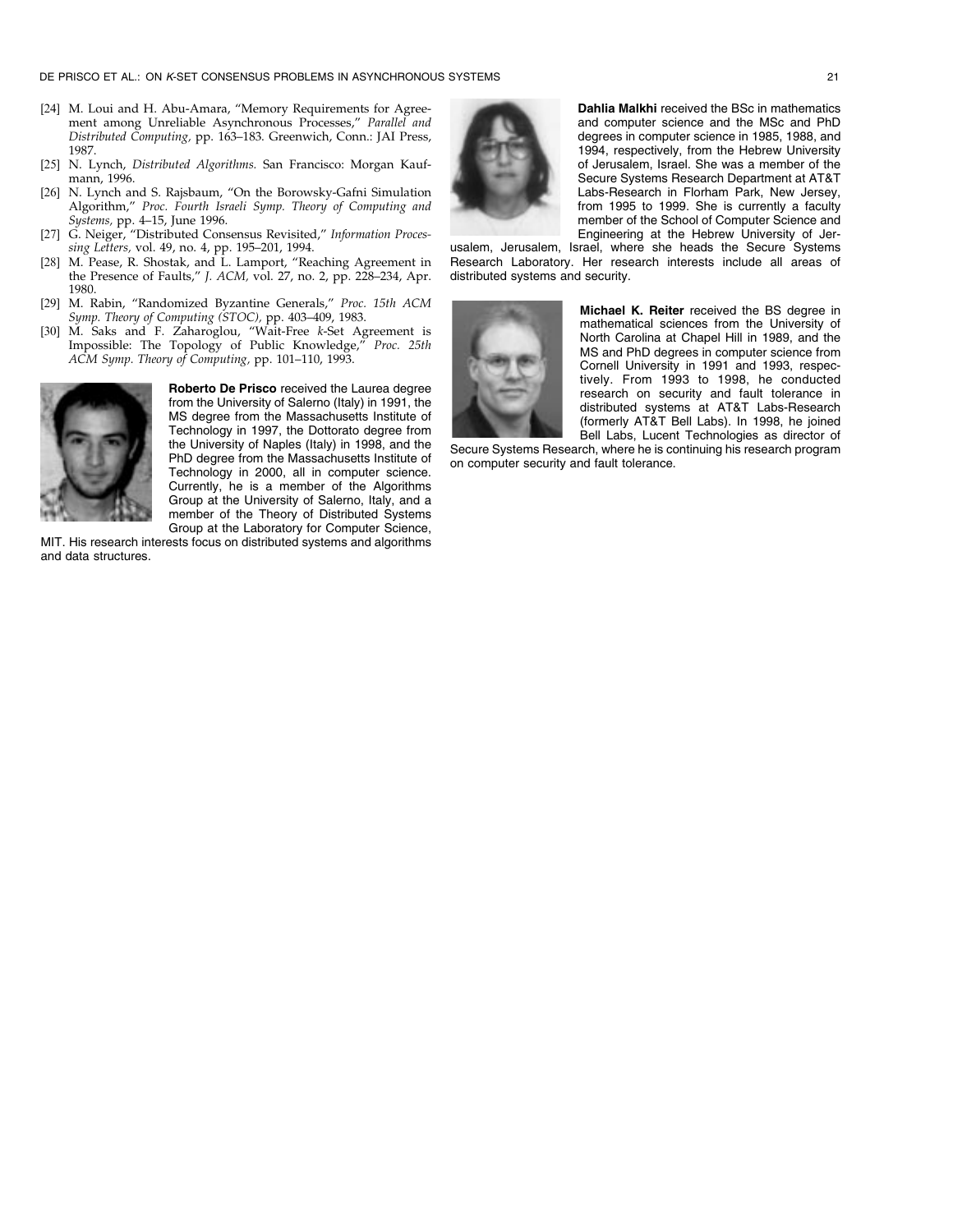[24] M. Loui and H. Abu-Amara, "Memory Requirements for Agreement among Unreliable Asynchronous Processes," *Parallel and Distributed Computing,* pp. 163–183. Greenwich, Conn.: JAI Press, 1987.

[25] N. Lynch, *Distributed Algorithms.* San Francisco: Morgan Kaufmann, 1996.

[26] N. Lynch and S. Rajsbaum, "On the Borowsky-Gafni Simulation Algorithm," *Proc. Fourth Israeli Symp. Theory of Computing and Systems,* pp. 4–15, June 1996.

[27] G. Neiger, "Distributed Consensus Revisited," *Information Processing Letters,* vol. 49, no. 4, pp. 195–201, 1994.

[28] M. Pease, R. Shostak, and L. Lamport, "Reaching Agreement in the Presence of Faults," *J. ACM,* vol. 27, no. 2, pp. 228–234, Apr. 1980.

[29] M. Rabin, "Randomized Byzantine Generals," *Proc. 15th ACM Symp. Theory of Computing (STOC),* pp. 403–409, 1983.

[30] M. Saks and F. Zaharoglou, "Wait-Free *k*-Set Agreement is Impossible: The Topology of Public Knowledge," *Proc. 25th ACM Symp. Theory of Computing,* pp. 101–110, 1993.

**Roberto De Prisco** received the Laurea degree from the University of Salerno (Italy) in 1991, the MS degree from the Massachusetts Institute of Technology in 1997, the Dottorato degree from the University of Naples (Italy) in 1998, and the PhD degree from the Massachusetts Institute of Technology in 2000, all in computer science. Currently, he is a member of the Algorithms Group at the University of Salerno, Italy, and a member of the Theory of Distributed Systems Group at the Laboratory for Computer Science, MIT. His research interests focus on distributed systems and algorithms and data structures.

**Dahlia Malkhi** received the BSc in mathematics and computer science and the MSc and PhD degrees in computer science in 1985, 1988, and 1994, respectively, from the Hebrew University of Jerusalem, Israel. She was a member of the Secure Systems Research Department at AT&T Labs-Research in Florham Park, New Jersey, from 1995 to 1999. She is currently a faculty member of the School of Computer Science and Engineering at the Hebrew University of Jerusalem, Jerusalem, Israel, where she heads the Secure Systems Research Laboratory. Her research interests include all areas of distributed systems and security.

**Michael K. Reiter** received the BS degree in mathematical sciences from the University of North Carolina at Chapel Hill in 1989, and the MS and PhD degrees in computer science from Cornell University in 1991 and 1993, respectively. From 1993 to 1998, he conducted research on security and fault tolerance in distributed systems at AT&T Labs-Research (formerly AT&T Bell Labs). In 1998, he joined Bell Labs, Lucent Technologies as director of Secure Systems Research, where he is continuing his research program on computer security and fault tolerance.